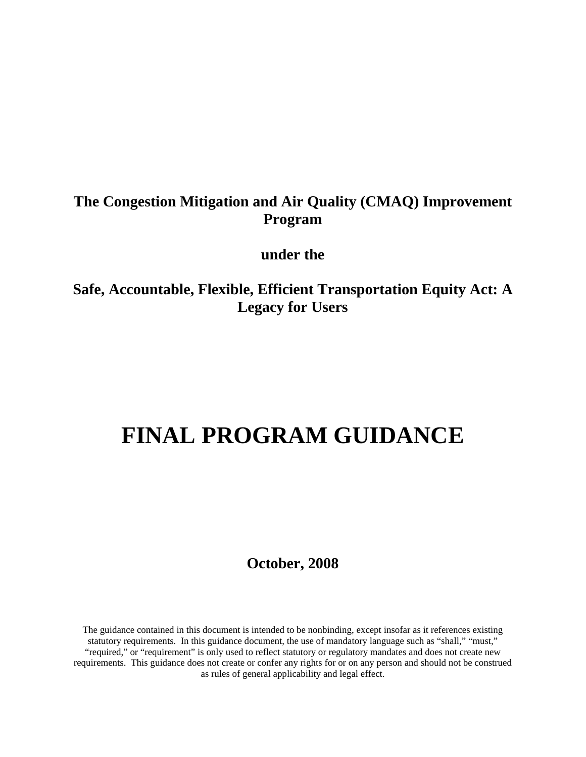**The Congestion Mitigation and Air Quality (CMAQ) Improvement Program**

**under the**

**Safe, Accountable, Flexible, Efficient Transportation Equity Act: A Legacy for Users**

# FINAL PROGRAM GUIDANCE

**October, 2008**

The guidance contained in this document is intended to be nonbinding, except insofar as it references existing statutory requirements. In this guidance document, the use of mandatory language such as "shall," "must," "required," or "requirement" is only used to reflect statutory or regulatory mandates and does not create new requirements. This guidance does not create or confer any rights for or on any person and should not be construed as rules of general applicability and legal effect.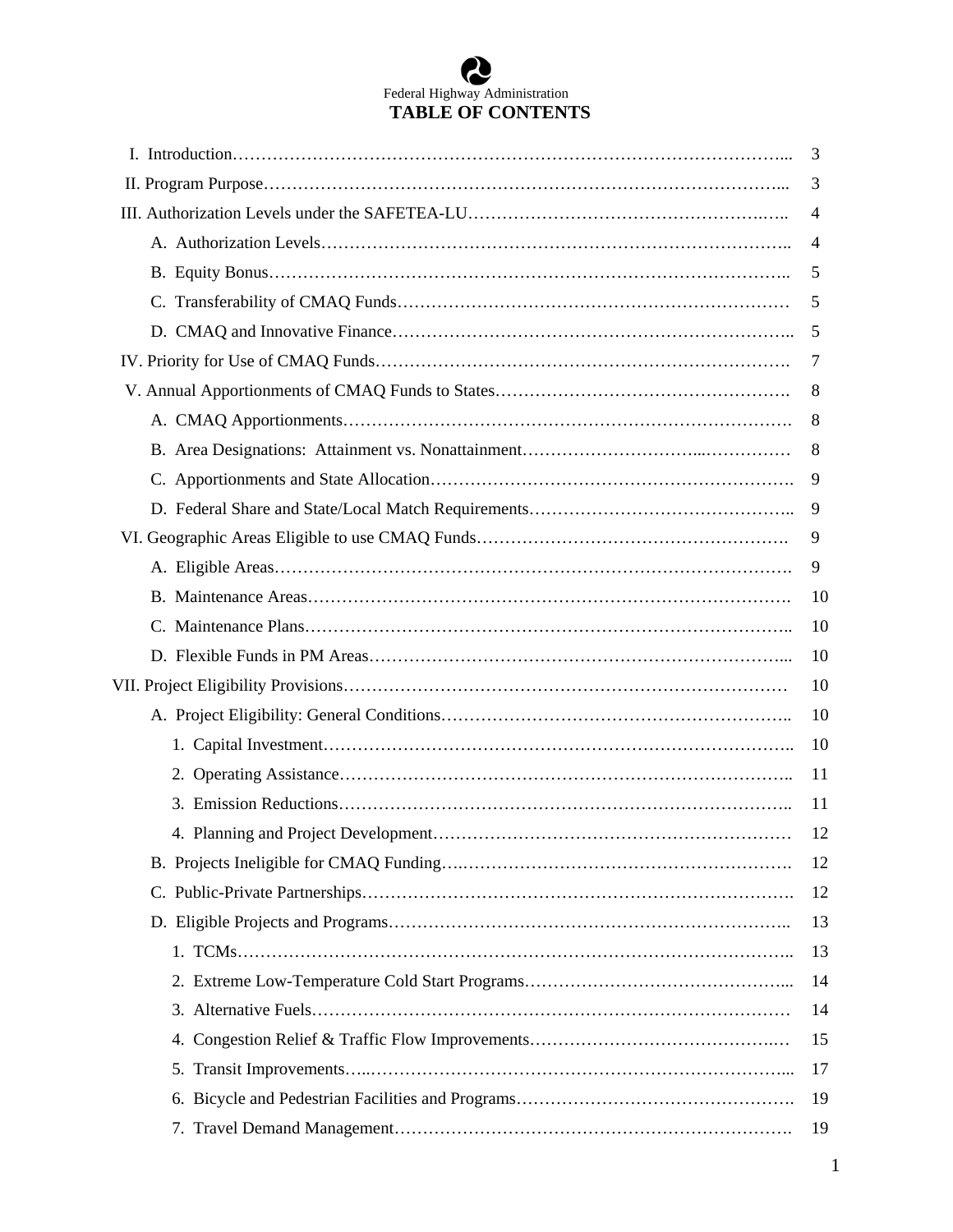Federal Highway Administration

# TABLE OF CONTENTS

| | |
|---|---|
| I. Introduction | 3 |
| II. Program Purpose | 3 |
| III. Authorization Levels under the SAFETEA-LU | 4 |
| A. Authorization Levels | 4 |
| B. Equity Bonus | 5 |
| C. Transferability of CMAQ Funds | 5 |
| D. CMAQ and Innovative Finance | 5 |
| IV. Priority for Use of CMAQ Funds | 7 |
| V. Annual Apportionments of CMAQ Funds to States | 8 |
| A. CMAQ Apportionments | 8 |
| B. Area Designations: Attainment vs. Nonattainment | 8 |
| C. Apportionments and State Allocation | 9 |
| D. Federal Share and State/Local Match Requirements | 9 |
| VI. Geographic Areas Eligible to use CMAQ Funds | 9 |
| A. Eligible Areas | 9 |
| B. Maintenance Areas | 10 |
| C. Maintenance Plans | 10 |
| D. Flexible Funds in PM Areas | 10 |
| VII. Project Eligibility Provisions | 10 |
| A. Project Eligibility: General Conditions | 10 |
| 1. Capital Investment | 10 |
| 2. Operating Assistance | 11 |
| 3. Emission Reductions | 11 |
| 4. Planning and Project Development | 12 |
| B. Projects Ineligible for CMAQ Funding | 12 |
| C. Public-Private Partnerships | 12 |
| D. Eligible Projects and Programs | 13 |
| 1. TCMs | 13 |
| 2. Extreme Low-Temperature Cold Start Programs | 14 |
| 3. Alternative Fuels | 14 |
| 4. Congestion Relief & Traffic Flow Improvements | 15 |
| 5. Transit Improvements | 17 |
| 6. Bicycle and Pedestrian Facilities and Programs | 19 |
| 7. Travel Demand Management | 19 |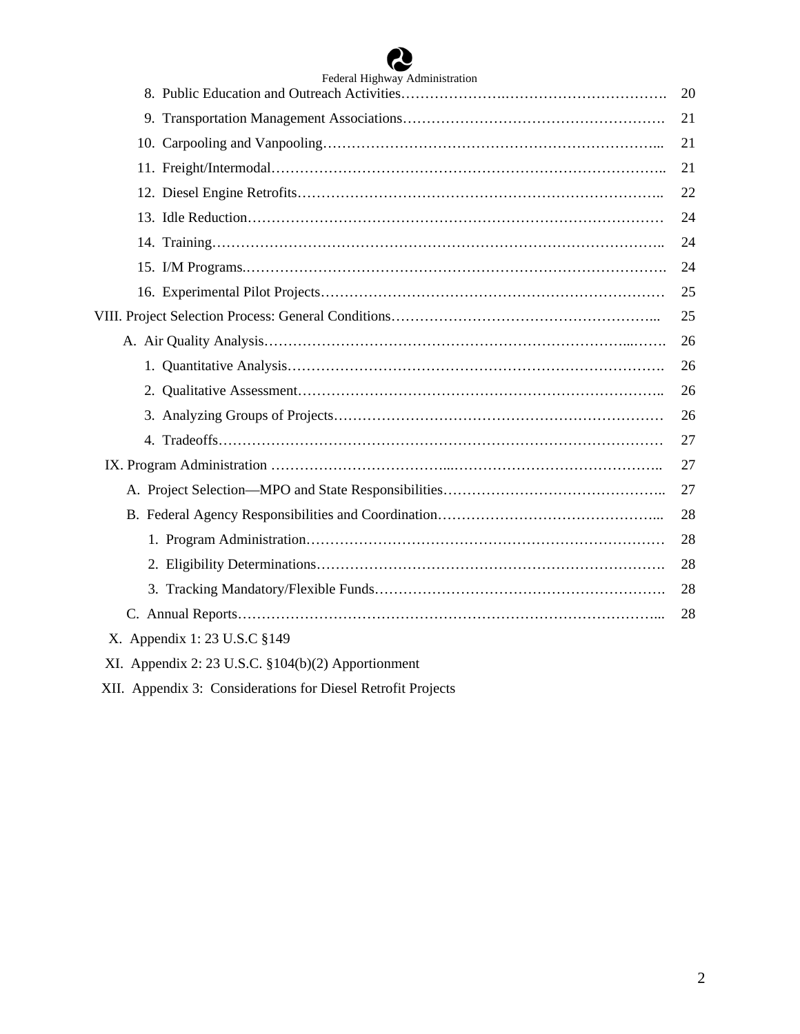8. Public Education and Outreach Activities……………………………………………………. 20

9. Transportation Management Associations………………………………………………. 21

10. Carpooling and Vanpooling……………………………………………………………... 21

11. Freight/Intermodal……………………………………………………………………….. 21

12. Diesel Engine Retrofits………………………………………………………………….. 22

13. Idle Reduction…………………………………………………………………………… 24

14. Training………………………………………………………………………………….. 24

15. I/M Programs.……………………………………………………………………………. 24

16. Experimental Pilot Projects……………………………………………………………… 25

VIII. Project Selection Process: General Conditions……………………………………………... 25

A. Air Quality Analysis……………………………………………………………………... 26

1. Quantitative Analysis……………………………………………………………………. 26

2. Qualitative Assessment………………………………………………………………….. 26

3. Analyzing Groups of Projects…………………………………………………………… 26

4. Tradeoffs………………………………………………………………………………… 27

IX. Program Administration …………………………………………………………………….. 27

A. Project Selection—MPO and State Responsibilities…………………………………….. 27

B. Federal Agency Responsibilities and Coordination……………………………………... 28

1. Program Administration…………………………………………………………………. 28

2. Eligibility Determinations………………………………………………………………. 28

3. Tracking Mandatory/Flexible Funds……………………………………………………. 28

C. Annual Reports…………………………………………………………………………... 28

X. Appendix 1: 23 U.S.C §149

XI. Appendix 2: 23 U.S.C. §104(b)(2) Apportionment

XII. Appendix 3: Considerations for Diesel Retrofit Projects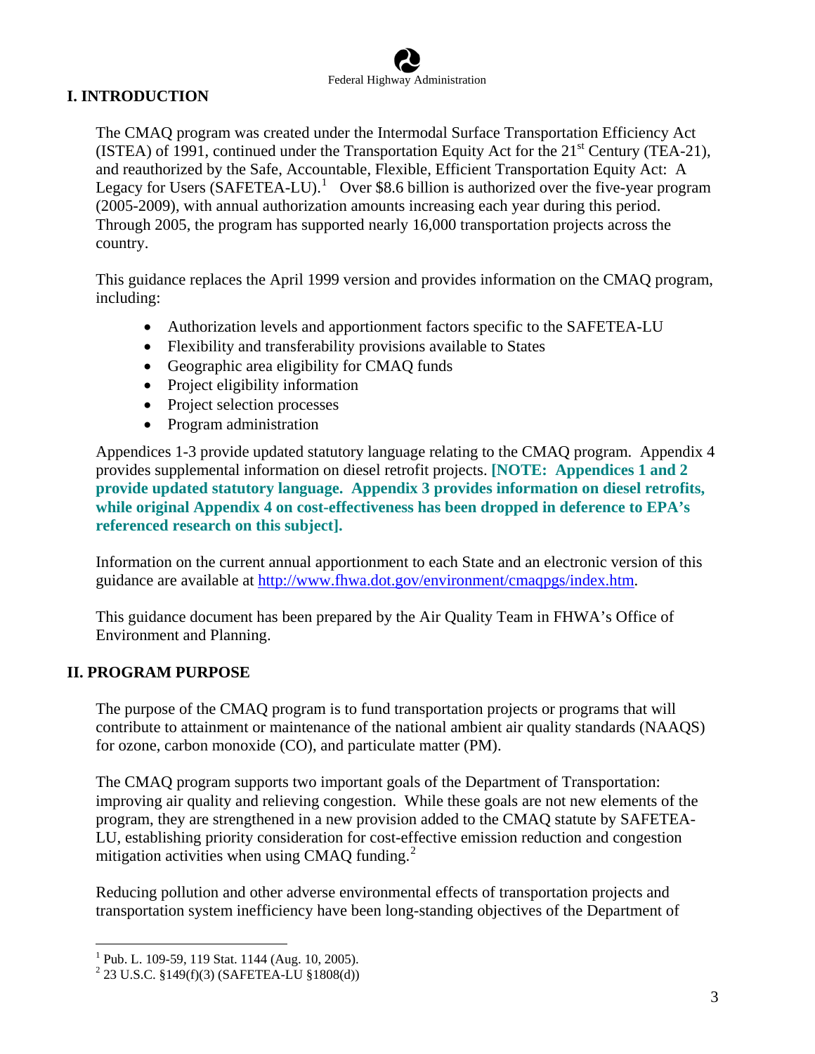## I. INTRODUCTION

The CMAQ program was created under the Intermodal Surface Transportation Efficiency Act (ISTEA) of 1991, continued under the Transportation Equity Act for the 21st Century (TEA-21), and reauthorized by the Safe, Accountable, Flexible, Efficient Transportation Equity Act: A Legacy for Users (SAFETEA-LU).[1] Over $8.6 billion is authorized over the five-year program (2005-2009), with annual authorization amounts increasing each year during this period. Through 2005, the program has supported nearly 16,000 transportation projects across the country.

This guidance replaces the April 1999 version and provides information on the CMAQ program, including:

- Authorization levels and apportionment factors specific to the SAFETEA-LU
- Flexibility and transferability provisions available to States
- Geographic area eligibility for CMAQ funds
- Project eligibility information
- Project selection processes
- Program administration

Appendices 1-3 provide updated statutory language relating to the CMAQ program. Appendix 4 provides supplemental information on diesel retrofit projects. **[NOTE: Appendices 1 and 2 provide updated statutory language. Appendix 3 provides information on diesel retrofits, while original Appendix 4 on cost-effectiveness has been dropped in deference to EPA's referenced research on this subject].**

Information on the current annual apportionment to each State and an electronic version of this guidance are available at http://www.fhwa.dot.gov/environment/cmaqpgs/index.htm.

This guidance document has been prepared by the Air Quality Team in FHWA's Office of Environment and Planning.

## II. PROGRAM PURPOSE

The purpose of the CMAQ program is to fund transportation projects or programs that will contribute to attainment or maintenance of the national ambient air quality standards (NAAQS) for ozone, carbon monoxide (CO), and particulate matter (PM).

The CMAQ program supports two important goals of the Department of Transportation: improving air quality and relieving congestion. While these goals are not new elements of the program, they are strengthened in a new provision added to the CMAQ statute by SAFETEA-LU, establishing priority consideration for cost-effective emission reduction and congestion mitigation activities when using CMAQ funding.[2]

Reducing pollution and other adverse environmental effects of transportation projects and transportation system inefficiency have been long-standing objectives of the Department of

---

[1] Pub. L. 109-59, 119 Stat. 1144 (Aug. 10, 2005).

[2] 23 U.S.C. §149(f)(3) (SAFETEA-LU §1808(d))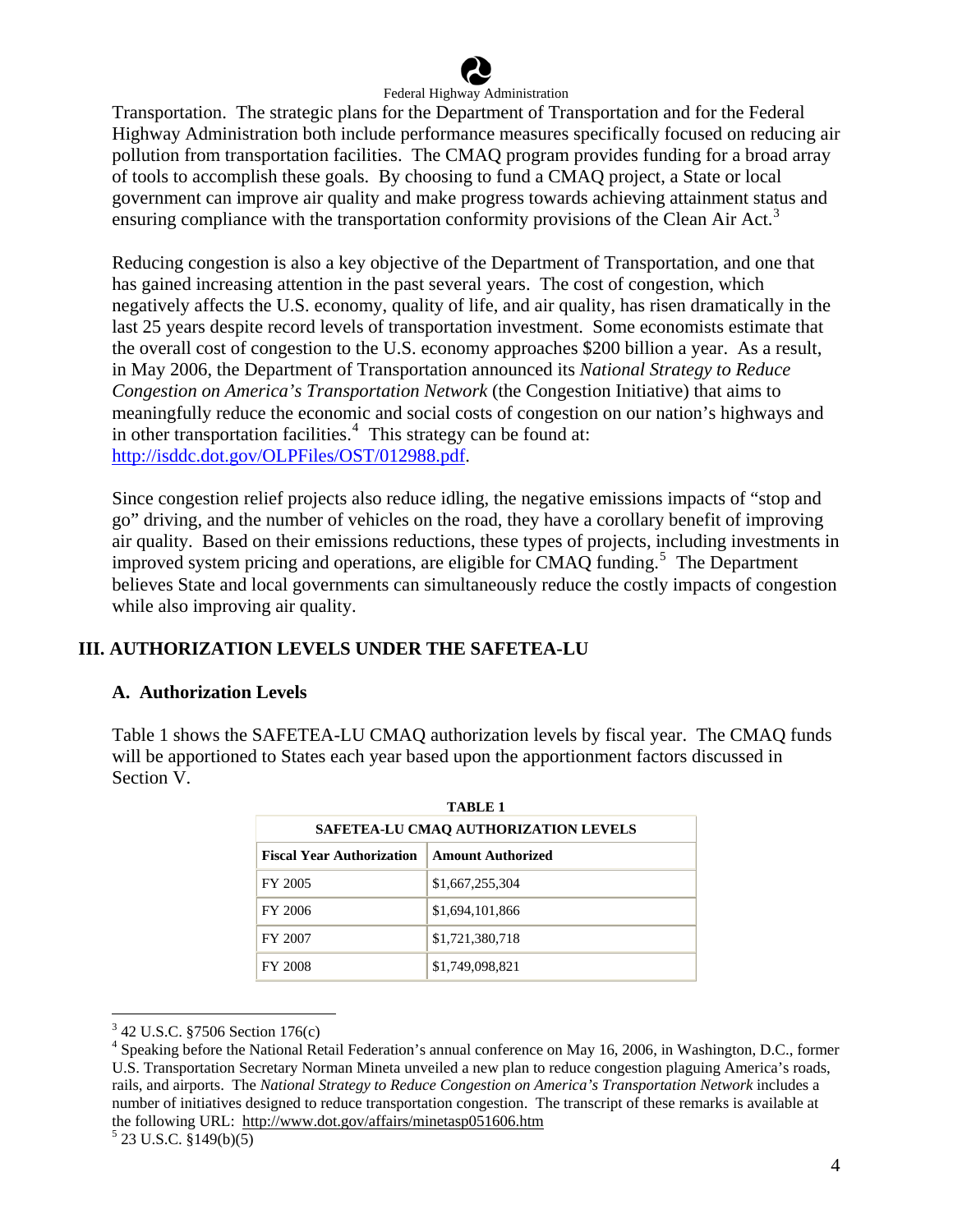Transportation. The strategic plans for the Department of Transportation and for the Federal Highway Administration both include performance measures specifically focused on reducing air pollution from transportation facilities. The CMAQ program provides funding for a broad array of tools to accomplish these goals. By choosing to fund a CMAQ project, a State or local government can improve air quality and make progress towards achieving attainment status and ensuring compliance with the transportation conformity provisions of the Clean Air Act.[3]

Reducing congestion is also a key objective of the Department of Transportation, and one that has gained increasing attention in the past several years. The cost of congestion, which negatively affects the U.S. economy, quality of life, and air quality, has risen dramatically in the last 25 years despite record levels of transportation investment. Some economists estimate that the overall cost of congestion to the U.S. economy approaches $200 billion a year. As a result, in May 2006, the Department of Transportation announced its *National Strategy to Reduce Congestion on America's Transportation Network* (the Congestion Initiative) that aims to meaningfully reduce the economic and social costs of congestion on our nation's highways and in other transportation facilities.[4] This strategy can be found at: http://isddc.dot.gov/OLPFiles/OST/012988.pdf.

Since congestion relief projects also reduce idling, the negative emissions impacts of "stop and go" driving, and the number of vehicles on the road, they have a corollary benefit of improving air quality. Based on their emissions reductions, these types of projects, including investments in improved system pricing and operations, are eligible for CMAQ funding.[5] The Department believes State and local governments can simultaneously reduce the costly impacts of congestion while also improving air quality.

## III. AUTHORIZATION LEVELS UNDER THE SAFETEA-LU

### A. Authorization Levels

Table 1 shows the SAFETEA-LU CMAQ authorization levels by fiscal year. The CMAQ funds will be apportioned to States each year based upon the apportionment factors discussed in Section V.

**TABLE 1**

**SAFETEA-LU CMAQ AUTHORIZATION LEVELS**

| Fiscal Year Authorization | Amount Authorized |
|---|---|
| FY 2005 | $1,667,255,304 |
| FY 2006 | $1,694,101,866 |
| FY 2007 | $1,721,380,718 |
| FY 2008 | $1,749,098,821 |

---

[3] 42 U.S.C. §7506 Section 176(c)

[4] Speaking before the National Retail Federation's annual conference on May 16, 2006, in Washington, D.C., former U.S. Transportation Secretary Norman Mineta unveiled a new plan to reduce congestion plaguing America's roads, rails, and airports. The *National Strategy to Reduce Congestion on America's Transportation Network* includes a number of initiatives designed to reduce transportation congestion. The transcript of these remarks is available at the following URL: http://www.dot.gov/affairs/minetasp051606.htm

[5] 23 U.S.C. §149(b)(5)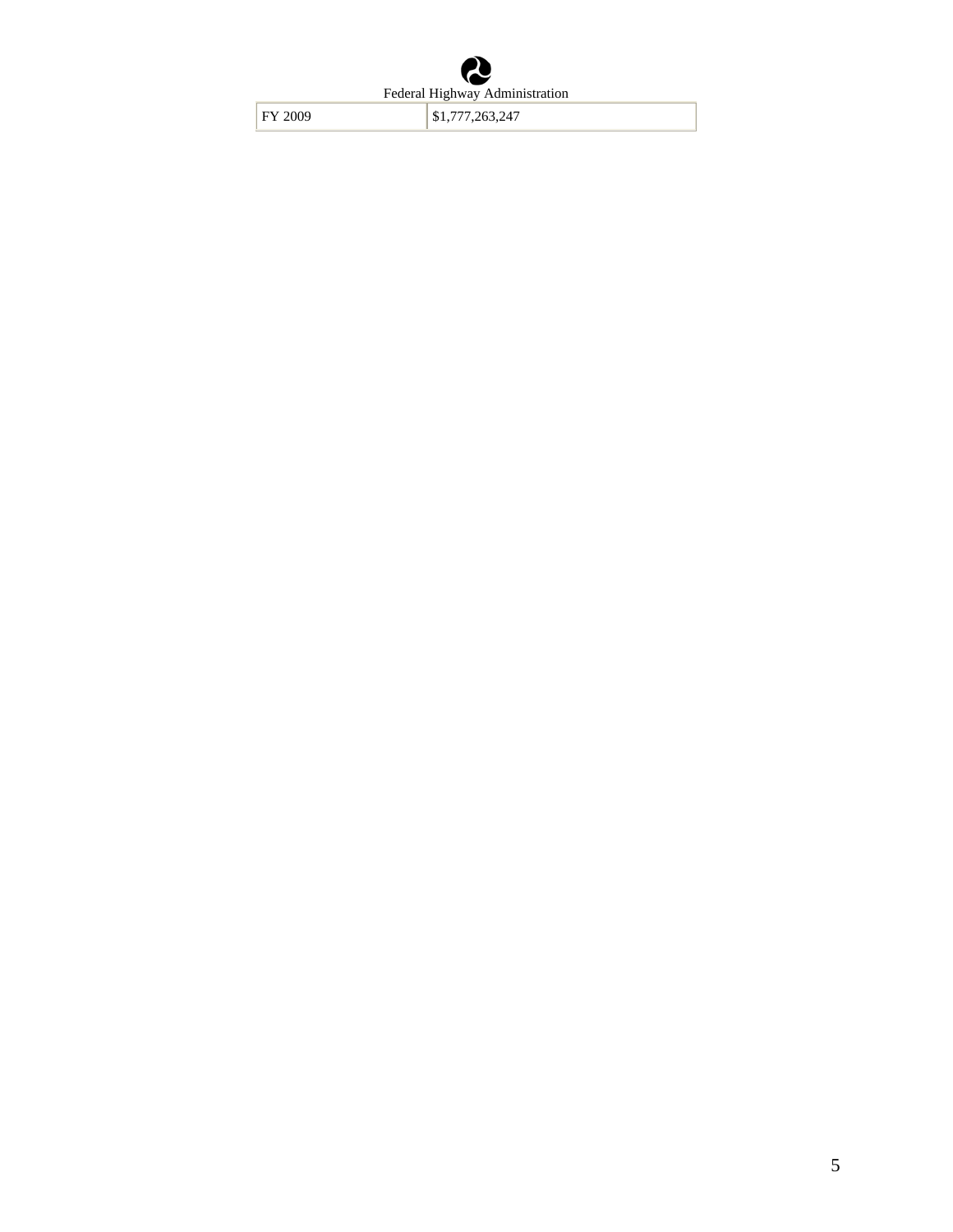Federal Highway Administration

| FY 2009 | $1,777,263,247 |
|---|---|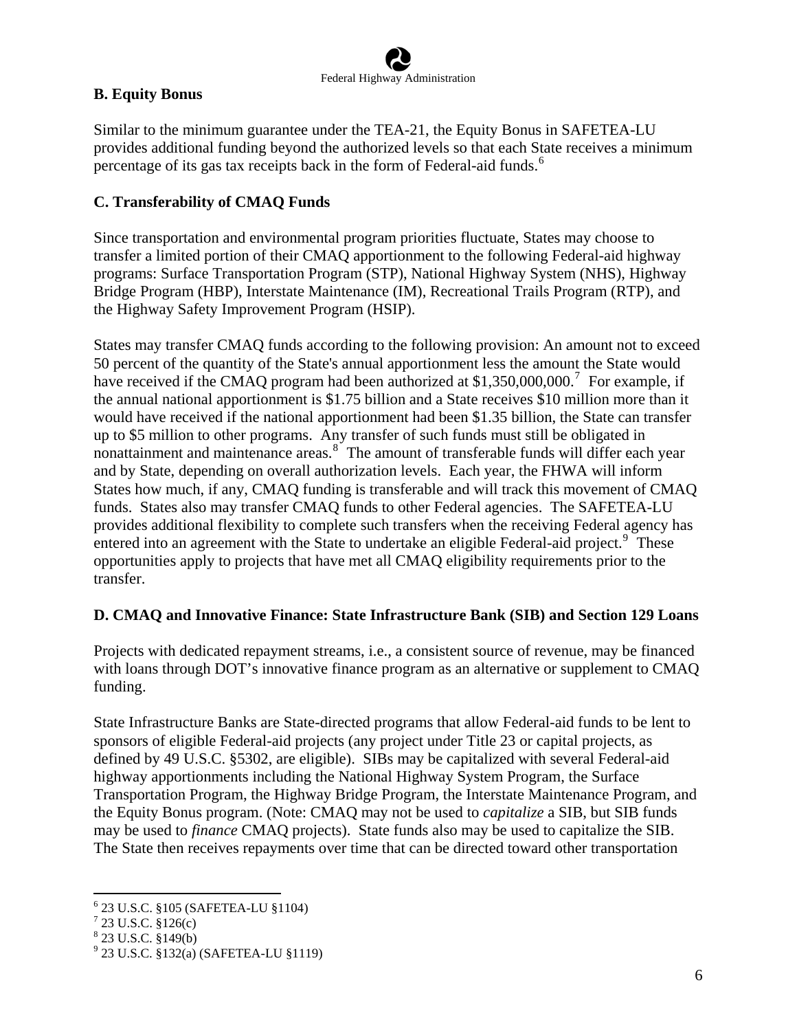### B. Equity Bonus

Similar to the minimum guarantee under the TEA-21, the Equity Bonus in SAFETEA-LU provides additional funding beyond the authorized levels so that each State receives a minimum percentage of its gas tax receipts back in the form of Federal-aid funds.[6]

### C. Transferability of CMAQ Funds

Since transportation and environmental program priorities fluctuate, States may choose to transfer a limited portion of their CMAQ apportionment to the following Federal-aid highway programs: Surface Transportation Program (STP), National Highway System (NHS), Highway Bridge Program (HBP), Interstate Maintenance (IM), Recreational Trails Program (RTP), and the Highway Safety Improvement Program (HSIP).

States may transfer CMAQ funds according to the following provision: An amount not to exceed 50 percent of the quantity of the State's annual apportionment less the amount the State would have received if the CMAQ program had been authorized at $1,350,000,000.[7] For example, if the annual national apportionment is $1.75 billion and a State receives $10 million more than it would have received if the national apportionment had been $1.35 billion, the State can transfer up to $5 million to other programs. Any transfer of such funds must still be obligated in nonattainment and maintenance areas.[8] The amount of transferable funds will differ each year and by State, depending on overall authorization levels. Each year, the FHWA will inform States how much, if any, CMAQ funding is transferable and will track this movement of CMAQ funds. States also may transfer CMAQ funds to other Federal agencies. The SAFETEA-LU provides additional flexibility to complete such transfers when the receiving Federal agency has entered into an agreement with the State to undertake an eligible Federal-aid project.[9] These opportunities apply to projects that have met all CMAQ eligibility requirements prior to the transfer.

### D. CMAQ and Innovative Finance: State Infrastructure Bank (SIB) and Section 129 Loans

Projects with dedicated repayment streams, i.e., a consistent source of revenue, may be financed with loans through DOT's innovative finance program as an alternative or supplement to CMAQ funding.

State Infrastructure Banks are State-directed programs that allow Federal-aid funds to be lent to sponsors of eligible Federal-aid projects (any project under Title 23 or capital projects, as defined by 49 U.S.C. §5302, are eligible). SIBs may be capitalized with several Federal-aid highway apportionments including the National Highway System Program, the Surface Transportation Program, the Highway Bridge Program, the Interstate Maintenance Program, and the Equity Bonus program. (Note: CMAQ may not be used to *capitalize* a SIB, but SIB funds may be used to *finance* CMAQ projects). State funds also may be used to capitalize the SIB. The State then receives repayments over time that can be directed toward other transportation

---

[6] 23 U.S.C. §105 (SAFETEA-LU §1104)

[7] 23 U.S.C. §126(c)

[8] 23 U.S.C. §149(b)

[9] 23 U.S.C. §132(a) (SAFETEA-LU §1119)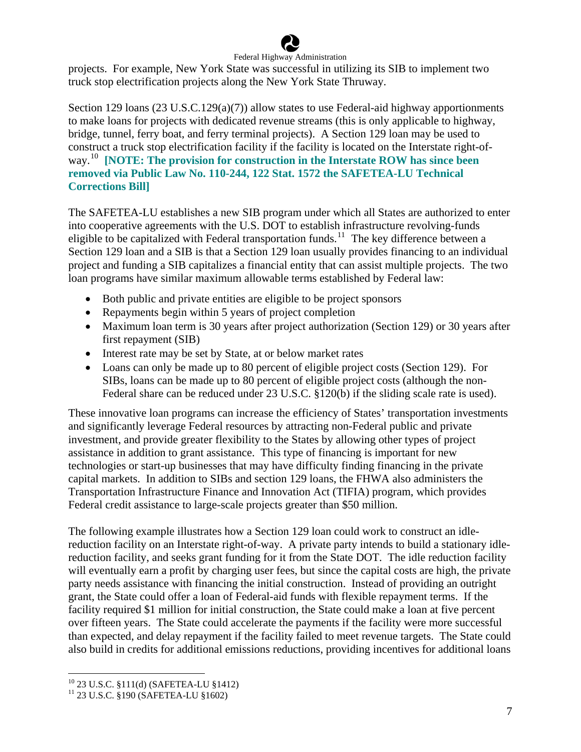projects. For example, New York State was successful in utilizing its SIB to implement two truck stop electrification projects along the New York State Thruway.

Section 129 loans (23 U.S.C.129(a)(7)) allow states to use Federal-aid highway apportionments to make loans for projects with dedicated revenue streams (this is only applicable to highway, bridge, tunnel, ferry boat, and ferry terminal projects). A Section 129 loan may be used to construct a truck stop electrification facility if the facility is located on the Interstate right-of-way.[10] **[NOTE: The provision for construction in the Interstate ROW has since been removed via Public Law No. 110-244, 122 Stat. 1572 the SAFETEA-LU Technical Corrections Bill]**

The SAFETEA-LU establishes a new SIB program under which all States are authorized to enter into cooperative agreements with the U.S. DOT to establish infrastructure revolving-funds eligible to be capitalized with Federal transportation funds.[11] The key difference between a Section 129 loan and a SIB is that a Section 129 loan usually provides financing to an individual project and funding a SIB capitalizes a financial entity that can assist multiple projects. The two loan programs have similar maximum allowable terms established by Federal law:

- Both public and private entities are eligible to be project sponsors
- Repayments begin within 5 years of project completion
- Maximum loan term is 30 years after project authorization (Section 129) or 30 years after first repayment (SIB)
- Interest rate may be set by State, at or below market rates
- Loans can only be made up to 80 percent of eligible project costs (Section 129). For SIBs, loans can be made up to 80 percent of eligible project costs (although the non-Federal share can be reduced under 23 U.S.C. §120(b) if the sliding scale rate is used).

These innovative loan programs can increase the efficiency of States' transportation investments and significantly leverage Federal resources by attracting non-Federal public and private investment, and provide greater flexibility to the States by allowing other types of project assistance in addition to grant assistance. This type of financing is important for new technologies or start-up businesses that may have difficulty finding financing in the private capital markets. In addition to SIBs and section 129 loans, the FHWA also administers the Transportation Infrastructure Finance and Innovation Act (TIFIA) program, which provides Federal credit assistance to large-scale projects greater than $50 million.

The following example illustrates how a Section 129 loan could work to construct an idle-reduction facility on an Interstate right-of-way. A private party intends to build a stationary idle-reduction facility, and seeks grant funding for it from the State DOT. The idle reduction facility will eventually earn a profit by charging user fees, but since the capital costs are high, the private party needs assistance with financing the initial construction. Instead of providing an outright grant, the State could offer a loan of Federal-aid funds with flexible repayment terms. If the facility required $1 million for initial construction, the State could make a loan at five percent over fifteen years. The State could accelerate the payments if the facility were more successful than expected, and delay repayment if the facility failed to meet revenue targets. The State could also build in credits for additional emissions reductions, providing incentives for additional loans

---

[10] 23 U.S.C. §111(d) (SAFETEA-LU §1412)

[11] 23 U.S.C. §190 (SAFETEA-LU §1602)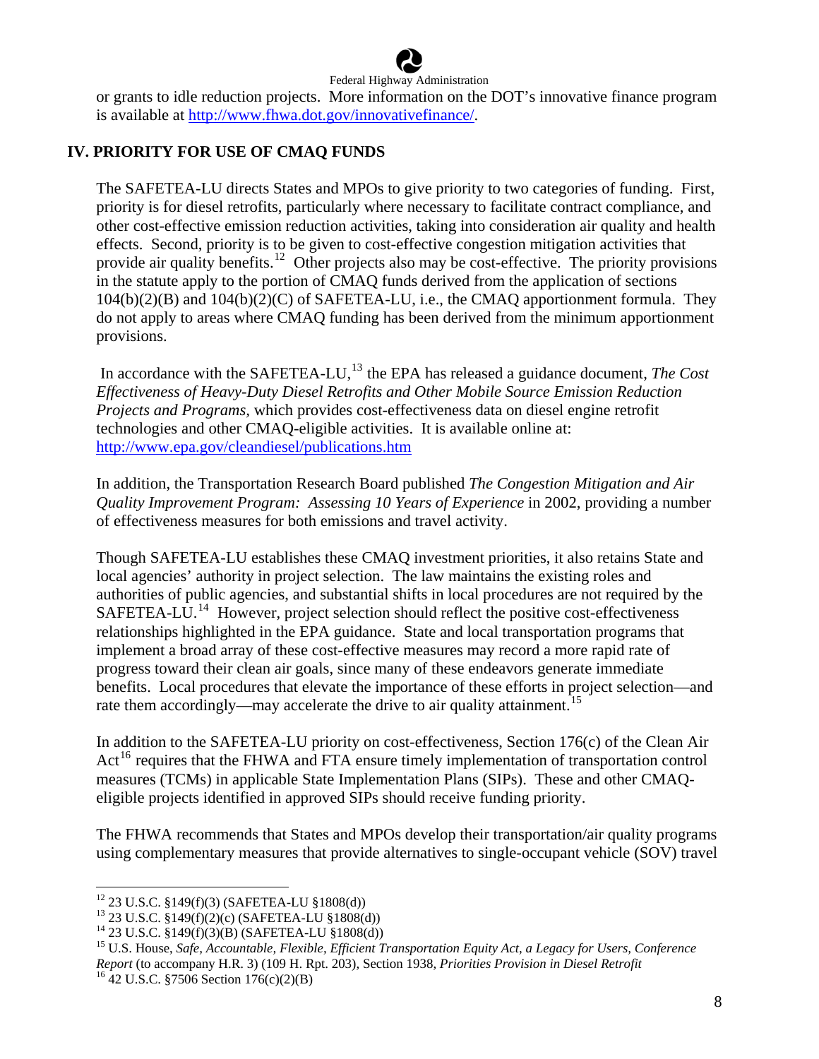or grants to idle reduction projects. More information on the DOT's innovative finance program is available at http://www.fhwa.dot.gov/innovativefinance/.

## IV. PRIORITY FOR USE OF CMAQ FUNDS

The SAFETEA-LU directs States and MPOs to give priority to two categories of funding. First, priority is for diesel retrofits, particularly where necessary to facilitate contract compliance, and other cost-effective emission reduction activities, taking into consideration air quality and health effects. Second, priority is to be given to cost-effective congestion mitigation activities that provide air quality benefits.[12] Other projects also may be cost-effective. The priority provisions in the statute apply to the portion of CMAQ funds derived from the application of sections 104(b)(2)(B) and 104(b)(2)(C) of SAFETEA-LU, i.e., the CMAQ apportionment formula. They do not apply to areas where CMAQ funding has been derived from the minimum apportionment provisions.

In accordance with the SAFETEA-LU,[13] the EPA has released a guidance document, *The Cost Effectiveness of Heavy-Duty Diesel Retrofits and Other Mobile Source Emission Reduction Projects and Programs*, which provides cost-effectiveness data on diesel engine retrofit technologies and other CMAQ-eligible activities. It is available online at: http://www.epa.gov/cleandiesel/publications.htm

In addition, the Transportation Research Board published *The Congestion Mitigation and Air Quality Improvement Program: Assessing 10 Years of Experience* in 2002, providing a number of effectiveness measures for both emissions and travel activity.

Though SAFETEA-LU establishes these CMAQ investment priorities, it also retains State and local agencies' authority in project selection. The law maintains the existing roles and authorities of public agencies, and substantial shifts in local procedures are not required by the SAFETEA-LU.[14] However, project selection should reflect the positive cost-effectiveness relationships highlighted in the EPA guidance. State and local transportation programs that implement a broad array of these cost-effective measures may record a more rapid rate of progress toward their clean air goals, since many of these endeavors generate immediate benefits. Local procedures that elevate the importance of these efforts in project selection—and rate them accordingly—may accelerate the drive to air quality attainment.[15]

In addition to the SAFETEA-LU priority on cost-effectiveness, Section 176(c) of the Clean Air Act[16] requires that the FHWA and FTA ensure timely implementation of transportation control measures (TCMs) in applicable State Implementation Plans (SIPs). These and other CMAQ-eligible projects identified in approved SIPs should receive funding priority.

The FHWA recommends that States and MPOs develop their transportation/air quality programs using complementary measures that provide alternatives to single-occupant vehicle (SOV) travel

---

[12] 23 U.S.C. §149(f)(3) (SAFETEA-LU §1808(d))

[13] 23 U.S.C. §149(f)(2)(c) (SAFETEA-LU §1808(d))

[14] 23 U.S.C. §149(f)(3)(B) (SAFETEA-LU §1808(d))

[15] U.S. House, *Safe, Accountable, Flexible, Efficient Transportation Equity Act, a Legacy for Users, Conference Report* (to accompany H.R. 3) (109 H. Rpt. 203), Section 1938, *Priorities Provision in Diesel Retrofit*

[16] 42 U.S.C. §7506 Section 176(c)(2)(B)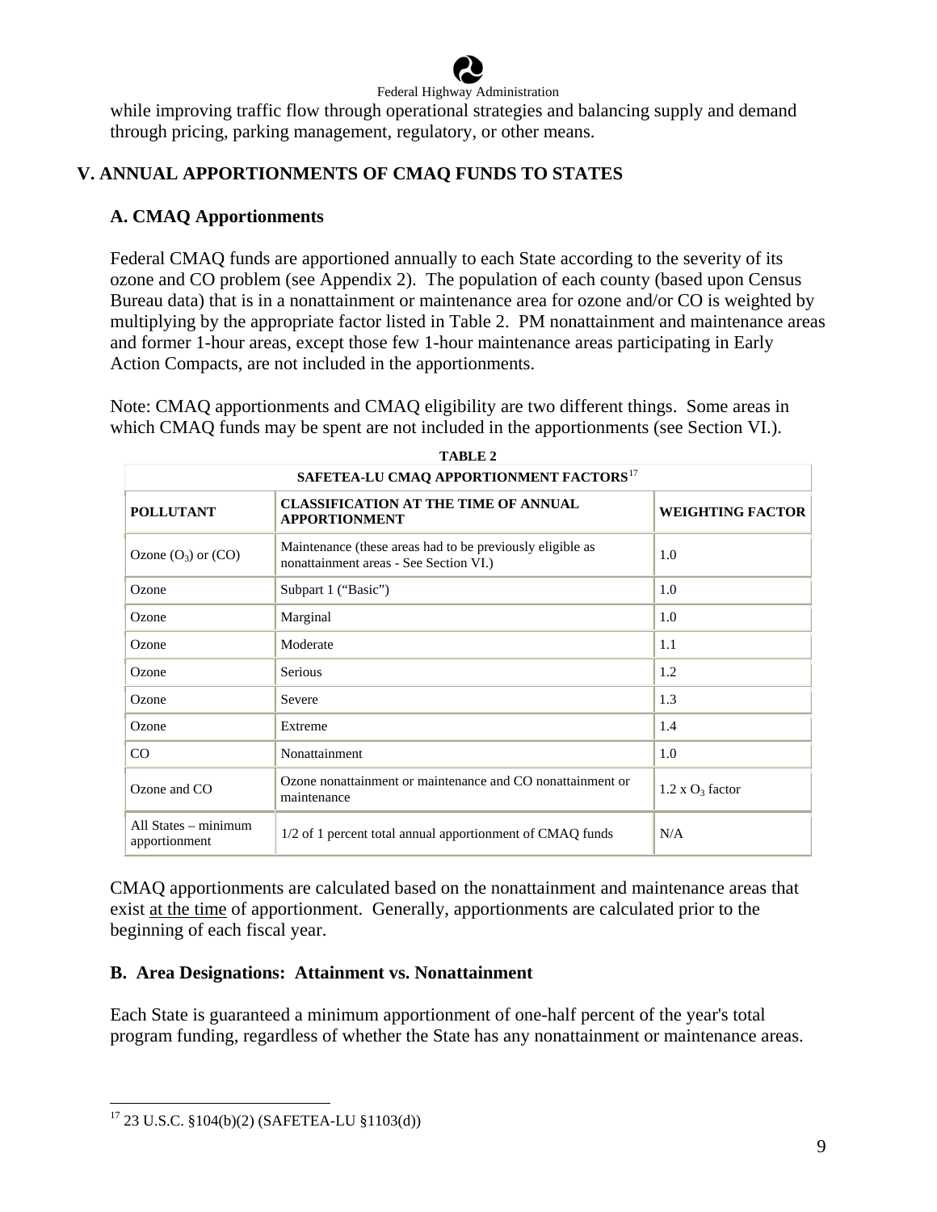while improving traffic flow through operational strategies and balancing supply and demand through pricing, parking management, regulatory, or other means.

## V. ANNUAL APPORTIONMENTS OF CMAQ FUNDS TO STATES

### A. CMAQ Apportionments

Federal CMAQ funds are apportioned annually to each State according to the severity of its ozone and CO problem (see Appendix 2). The population of each county (based upon Census Bureau data) that is in a nonattainment or maintenance area for ozone and/or CO is weighted by multiplying by the appropriate factor listed in Table 2. PM nonattainment and maintenance areas and former 1-hour areas, except those few 1-hour maintenance areas participating in Early Action Compacts, are not included in the apportionments.

Note: CMAQ apportionments and CMAQ eligibility are two different things. Some areas in which CMAQ funds may be spent are not included in the apportionments (see Section VI.).

**TABLE 2**

**SAFETEA-LU CMAQ APPORTIONMENT FACTORS**[17]

| POLLUTANT | CLASSIFICATION AT THE TIME OF ANNUAL APPORTIONMENT | WEIGHTING FACTOR |
|---|---|---|
| Ozone ($O_3$) or (CO) | Maintenance (these areas had to be previously eligible as nonattainment areas - See Section VI.) | 1.0 |
| Ozone | Subpart 1 ("Basic") | 1.0 |
| Ozone | Marginal | 1.0 |
| Ozone | Moderate | 1.1 |
| Ozone | Serious | 1.2 |
| Ozone | Severe | 1.3 |
| Ozone | Extreme | 1.4 |
| CO | Nonattainment | 1.0 |
| Ozone and CO | Ozone nonattainment or maintenance and CO nonattainment or maintenance | 1.2 x $O_3$ factor |
| All States – minimum apportionment | 1/2 of 1 percent total annual apportionment of CMAQ funds | N/A |

CMAQ apportionments are calculated based on the nonattainment and maintenance areas that exist at the time of apportionment. Generally, apportionments are calculated prior to the beginning of each fiscal year.

### B. Area Designations: Attainment vs. Nonattainment

Each State is guaranteed a minimum apportionment of one-half percent of the year's total program funding, regardless of whether the State has any nonattainment or maintenance areas.

[17] 23 U.S.C. §104(b)(2) (SAFETEA-LU §1103(d))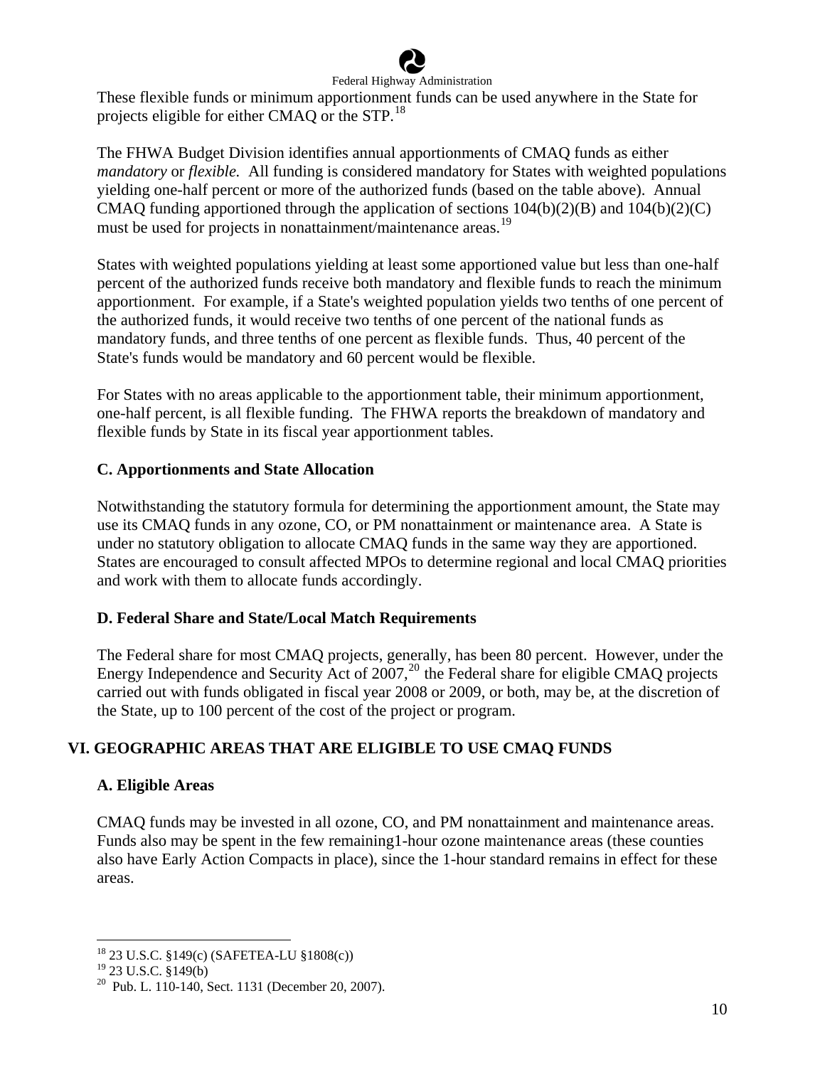These flexible funds or minimum apportionment funds can be used anywhere in the State for projects eligible for either CMAQ or the STP.[18]

The FHWA Budget Division identifies annual apportionments of CMAQ funds as either *mandatory* or *flexible.* All funding is considered mandatory for States with weighted populations yielding one-half percent or more of the authorized funds (based on the table above). Annual CMAQ funding apportioned through the application of sections 104(b)(2)(B) and 104(b)(2)(C) must be used for projects in nonattainment/maintenance areas.[19]

States with weighted populations yielding at least some apportioned value but less than one-half percent of the authorized funds receive both mandatory and flexible funds to reach the minimum apportionment. For example, if a State's weighted population yields two tenths of one percent of the authorized funds, it would receive two tenths of one percent of the national funds as mandatory funds, and three tenths of one percent as flexible funds. Thus, 40 percent of the State's funds would be mandatory and 60 percent would be flexible.

For States with no areas applicable to the apportionment table, their minimum apportionment, one-half percent, is all flexible funding. The FHWA reports the breakdown of mandatory and flexible funds by State in its fiscal year apportionment tables.

### C. Apportionments and State Allocation

Notwithstanding the statutory formula for determining the apportionment amount, the State may use its CMAQ funds in any ozone, CO, or PM nonattainment or maintenance area. A State is under no statutory obligation to allocate CMAQ funds in the same way they are apportioned. States are encouraged to consult affected MPOs to determine regional and local CMAQ priorities and work with them to allocate funds accordingly.

### D. Federal Share and State/Local Match Requirements

The Federal share for most CMAQ projects, generally, has been 80 percent. However, under the Energy Independence and Security Act of 2007,[20] the Federal share for eligible CMAQ projects carried out with funds obligated in fiscal year 2008 or 2009, or both, may be, at the discretion of the State, up to 100 percent of the cost of the project or program.

## VI. GEOGRAPHIC AREAS THAT ARE ELIGIBLE TO USE CMAQ FUNDS

### A. Eligible Areas

CMAQ funds may be invested in all ozone, CO, and PM nonattainment and maintenance areas. Funds also may be spent in the few remaining1-hour ozone maintenance areas (these counties also have Early Action Compacts in place), since the 1-hour standard remains in effect for these areas.

---

[18] 23 U.S.C. §149(c) (SAFETEA-LU §1808(c))

[19] 23 U.S.C. §149(b)

[20] Pub. L. 110-140, Sect. 1131 (December 20, 2007).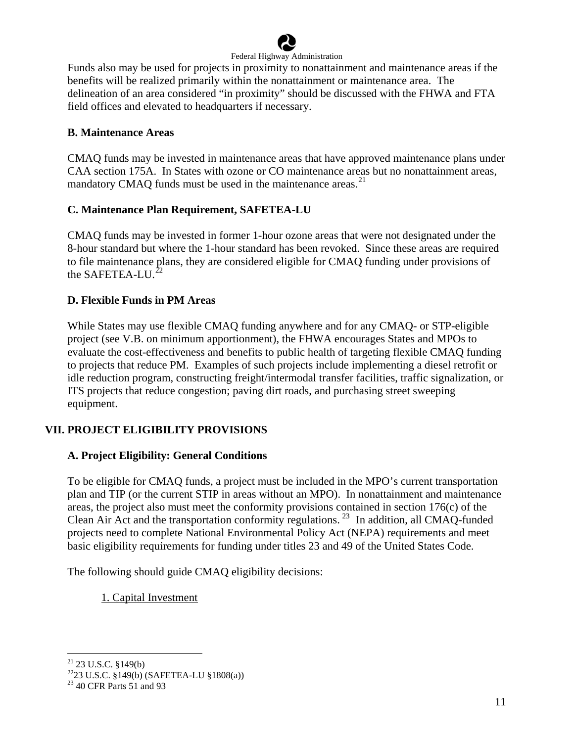Funds also may be used for projects in proximity to nonattainment and maintenance areas if the benefits will be realized primarily within the nonattainment or maintenance area. The delineation of an area considered "in proximity" should be discussed with the FHWA and FTA field offices and elevated to headquarters if necessary.

### B. Maintenance Areas

CMAQ funds may be invested in maintenance areas that have approved maintenance plans under CAA section 175A. In States with ozone or CO maintenance areas but no nonattainment areas, mandatory CMAQ funds must be used in the maintenance areas.[21]

### C. Maintenance Plan Requirement, SAFETEA-LU

CMAQ funds may be invested in former 1-hour ozone areas that were not designated under the 8-hour standard but where the 1-hour standard has been revoked. Since these areas are required to file maintenance plans, they are considered eligible for CMAQ funding under provisions of the SAFETEA-LU.[22]

### D. Flexible Funds in PM Areas

While States may use flexible CMAQ funding anywhere and for any CMAQ- or STP-eligible project (see V.B. on minimum apportionment), the FHWA encourages States and MPOs to evaluate the cost-effectiveness and benefits to public health of targeting flexible CMAQ funding to projects that reduce PM. Examples of such projects include implementing a diesel retrofit or idle reduction program, constructing freight/intermodal transfer facilities, traffic signalization, or ITS projects that reduce congestion; paving dirt roads, and purchasing street sweeping equipment.

## VII. PROJECT ELIGIBILITY PROVISIONS

### A. Project Eligibility: General Conditions

To be eligible for CMAQ funds, a project must be included in the MPO's current transportation plan and TIP (or the current STIP in areas without an MPO). In nonattainment and maintenance areas, the project also must meet the conformity provisions contained in section 176(c) of the Clean Air Act and the transportation conformity regulations.[23] In addition, all CMAQ-funded projects need to complete National Environmental Policy Act (NEPA) requirements and meet basic eligibility requirements for funding under titles 23 and 49 of the United States Code.

The following should guide CMAQ eligibility decisions:

1. Capital Investment

---

[21] 23 U.S.C. §149(b)

[22] 23 U.S.C. §149(b) (SAFETEA-LU §1808(a))

[23] 40 CFR Parts 51 and 93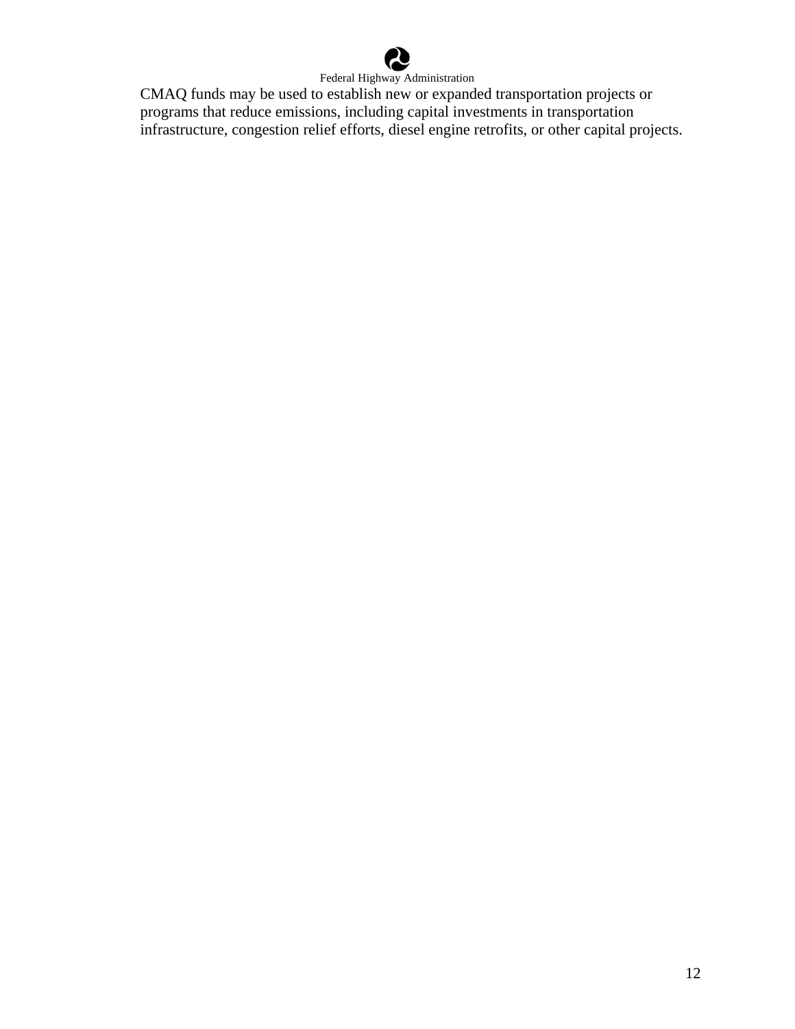CMAQ funds may be used to establish new or expanded transportation projects or programs that reduce emissions, including capital investments in transportation infrastructure, congestion relief efforts, diesel engine retrofits, or other capital projects.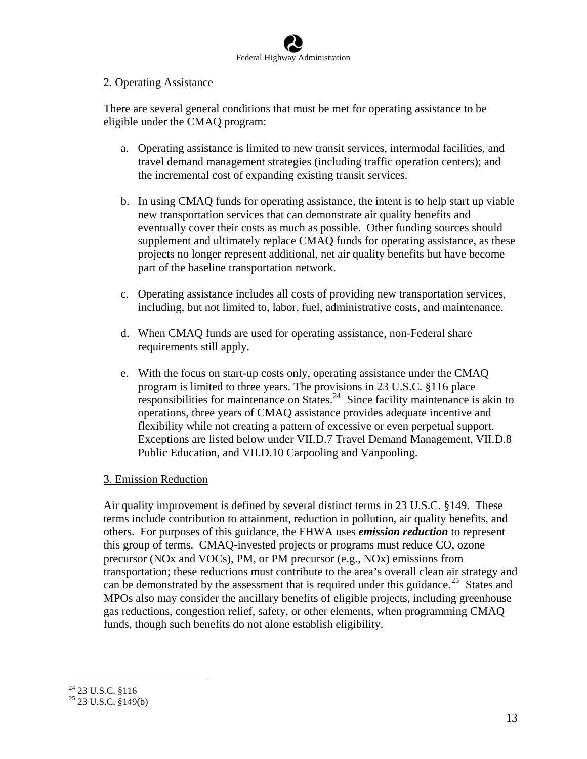2. Operating Assistance

There are several general conditions that must be met for operating assistance to be eligible under the CMAQ program:

a. Operating assistance is limited to new transit services, intermodal facilities, and travel demand management strategies (including traffic operation centers); and the incremental cost of expanding existing transit services.

b. In using CMAQ funds for operating assistance, the intent is to help start up viable new transportation services that can demonstrate air quality benefits and eventually cover their costs as much as possible. Other funding sources should supplement and ultimately replace CMAQ funds for operating assistance, as these projects no longer represent additional, net air quality benefits but have become part of the baseline transportation network.

c. Operating assistance includes all costs of providing new transportation services, including, but not limited to, labor, fuel, administrative costs, and maintenance.

d. When CMAQ funds are used for operating assistance, non-Federal share requirements still apply.

e. With the focus on start-up costs only, operating assistance under the CMAQ program is limited to three years. The provisions in 23 U.S.C. §116 place responsibilities for maintenance on States.[24] Since facility maintenance is akin to operations, three years of CMAQ assistance provides adequate incentive and flexibility while not creating a pattern of excessive or even perpetual support. Exceptions are listed below under VII.D.7 Travel Demand Management, VII.D.8 Public Education, and VII.D.10 Carpooling and Vanpooling.

3. Emission Reduction

Air quality improvement is defined by several distinct terms in 23 U.S.C. §149. These terms include contribution to attainment, reduction in pollution, air quality benefits, and others. For purposes of this guidance, the FHWA uses ***emission reduction*** to represent this group of terms. CMAQ-invested projects or programs must reduce CO, ozone precursor (NOx and VOCs), PM, or PM precursor (e.g., NOx) emissions from transportation; these reductions must contribute to the area's overall clean air strategy and can be demonstrated by the assessment that is required under this guidance.[25] States and MPOs also may consider the ancillary benefits of eligible projects, including greenhouse gas reductions, congestion relief, safety, or other elements, when programming CMAQ funds, though such benefits do not alone establish eligibility.

---

[24] 23 U.S.C. §116

[25] 23 U.S.C. §149(b)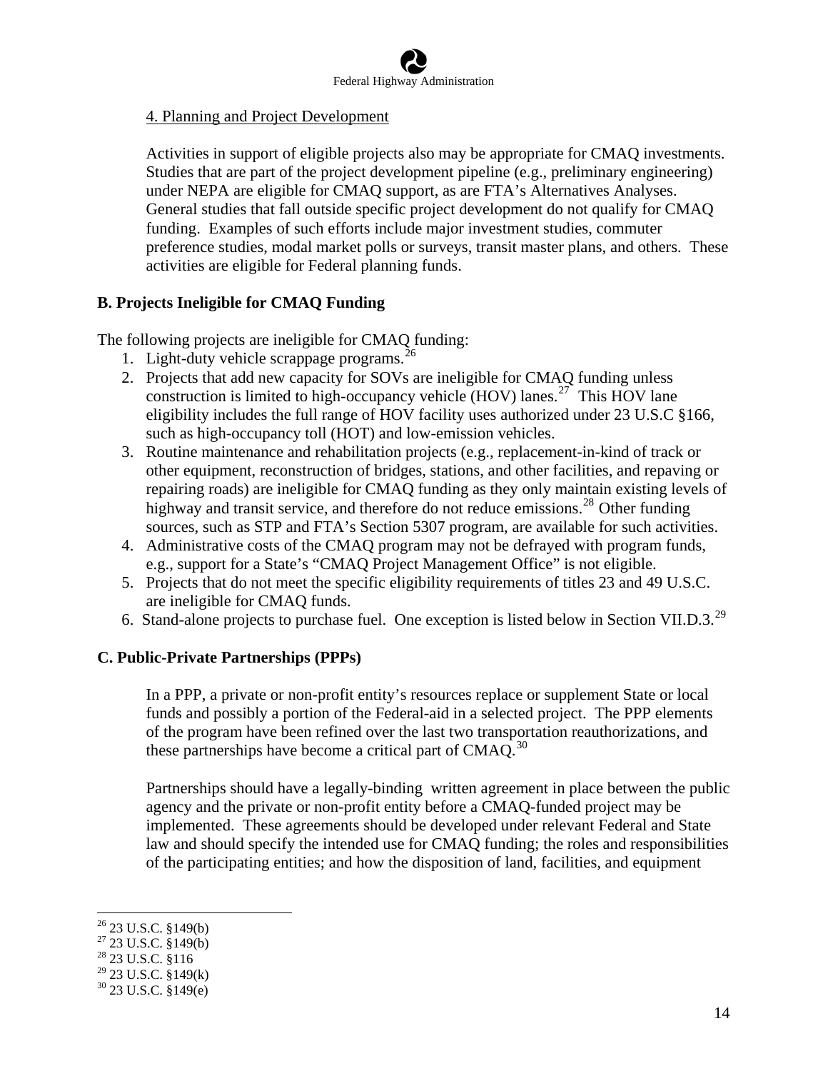4. Planning and Project Development

Activities in support of eligible projects also may be appropriate for CMAQ investments. Studies that are part of the project development pipeline (e.g., preliminary engineering) under NEPA are eligible for CMAQ support, as are FTA's Alternatives Analyses. General studies that fall outside specific project development do not qualify for CMAQ funding. Examples of such efforts include major investment studies, commuter preference studies, modal market polls or surveys, transit master plans, and others. These activities are eligible for Federal planning funds.

**B. Projects Ineligible for CMAQ Funding**

The following projects are ineligible for CMAQ funding:

1. Light-duty vehicle scrappage programs.[26]
2. Projects that add new capacity for SOVs are ineligible for CMAQ funding unless construction is limited to high-occupancy vehicle (HOV) lanes.[27] This HOV lane eligibility includes the full range of HOV facility uses authorized under 23 U.S.C §166, such as high-occupancy toll (HOT) and low-emission vehicles.
3. Routine maintenance and rehabilitation projects (e.g., replacement-in-kind of track or other equipment, reconstruction of bridges, stations, and other facilities, and repaving or repairing roads) are ineligible for CMAQ funding as they only maintain existing levels of highway and transit service, and therefore do not reduce emissions.[28] Other funding sources, such as STP and FTA's Section 5307 program, are available for such activities.
4. Administrative costs of the CMAQ program may not be defrayed with program funds, e.g., support for a State's "CMAQ Project Management Office" is not eligible.
5. Projects that do not meet the specific eligibility requirements of titles 23 and 49 U.S.C. are ineligible for CMAQ funds.
6. Stand-alone projects to purchase fuel. One exception is listed below in Section VII.D.3.[29]

**C. Public-Private Partnerships (PPPs)**

In a PPP, a private or non-profit entity's resources replace or supplement State or local funds and possibly a portion of the Federal-aid in a selected project. The PPP elements of the program have been refined over the last two transportation reauthorizations, and these partnerships have become a critical part of CMAQ.[30]

Partnerships should have a legally-binding written agreement in place between the public agency and the private or non-profit entity before a CMAQ-funded project may be implemented. These agreements should be developed under relevant Federal and State law and should specify the intended use for CMAQ funding; the roles and responsibilities of the participating entities; and how the disposition of land, facilities, and equipment

---

[26] 23 U.S.C. §149(b)
[27] 23 U.S.C. §149(b)
[28] 23 U.S.C. §116
[29] 23 U.S.C. §149(k)
[30] 23 U.S.C. §149(e)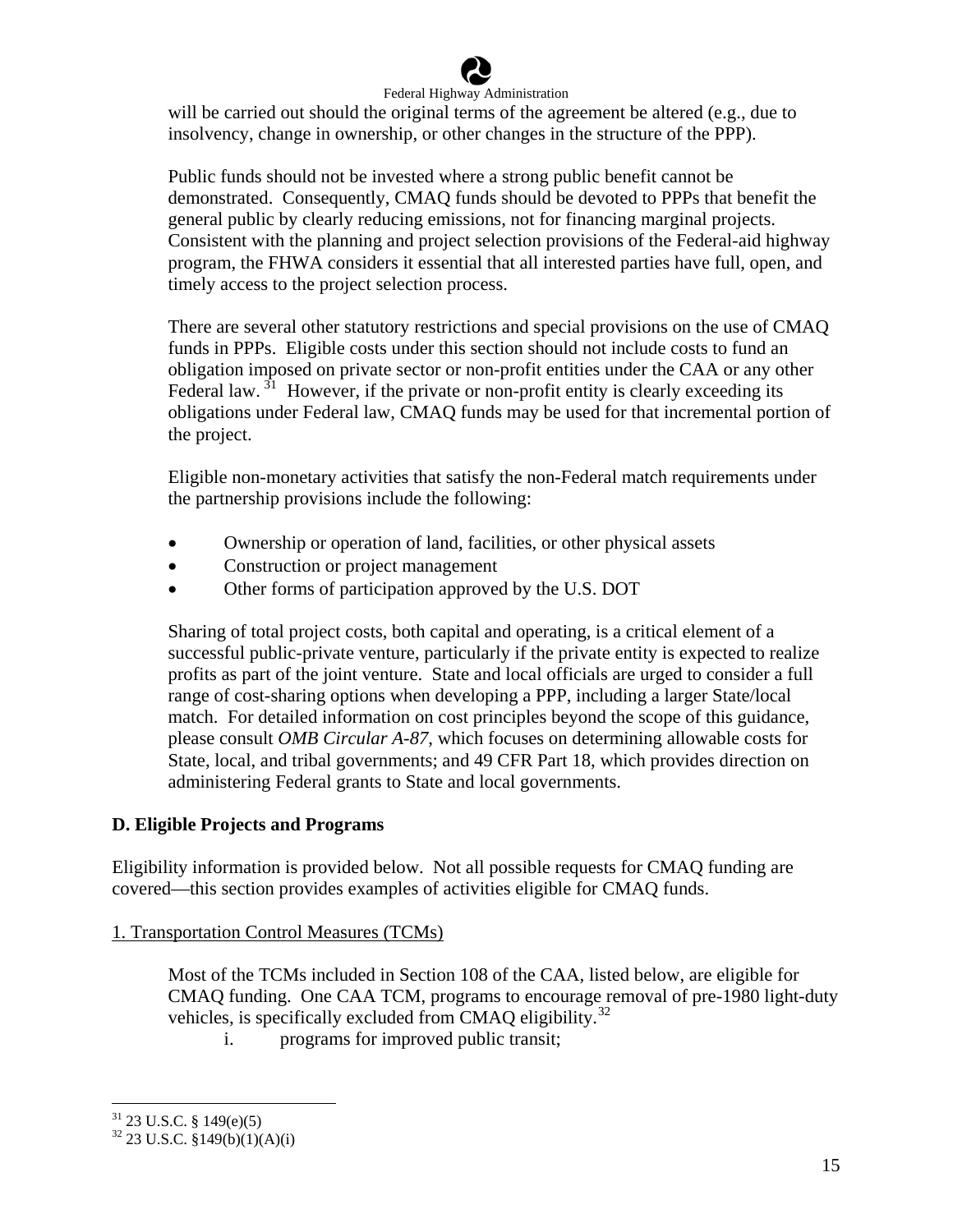will be carried out should the original terms of the agreement be altered (e.g., due to insolvency, change in ownership, or other changes in the structure of the PPP).

Public funds should not be invested where a strong public benefit cannot be demonstrated. Consequently, CMAQ funds should be devoted to PPPs that benefit the general public by clearly reducing emissions, not for financing marginal projects. Consistent with the planning and project selection provisions of the Federal-aid highway program, the FHWA considers it essential that all interested parties have full, open, and timely access to the project selection process.

There are several other statutory restrictions and special provisions on the use of CMAQ funds in PPPs. Eligible costs under this section should not include costs to fund an obligation imposed on private sector or non-profit entities under the CAA or any other Federal law. [31] However, if the private or non-profit entity is clearly exceeding its obligations under Federal law, CMAQ funds may be used for that incremental portion of the project.

Eligible non-monetary activities that satisfy the non-Federal match requirements under the partnership provisions include the following:

- Ownership or operation of land, facilities, or other physical assets
- Construction or project management
- Other forms of participation approved by the U.S. DOT

Sharing of total project costs, both capital and operating, is a critical element of a successful public-private venture, particularly if the private entity is expected to realize profits as part of the joint venture. State and local officials are urged to consider a full range of cost-sharing options when developing a PPP, including a larger State/local match. For detailed information on cost principles beyond the scope of this guidance, please consult *OMB Circular A-87*, which focuses on determining allowable costs for State, local, and tribal governments; and 49 CFR Part 18, which provides direction on administering Federal grants to State and local governments.

**D. Eligible Projects and Programs**

Eligibility information is provided below. Not all possible requests for CMAQ funding are covered—this section provides examples of activities eligible for CMAQ funds.

1. Transportation Control Measures (TCMs)

Most of the TCMs included in Section 108 of the CAA, listed below, are eligible for CMAQ funding. One CAA TCM, programs to encourage removal of pre-1980 light-duty vehicles, is specifically excluded from CMAQ eligibility.[32]

i. programs for improved public transit;

[31] 23 U.S.C. § 149(e)(5)

[32] 23 U.S.C. §149(b)(1)(A)(i)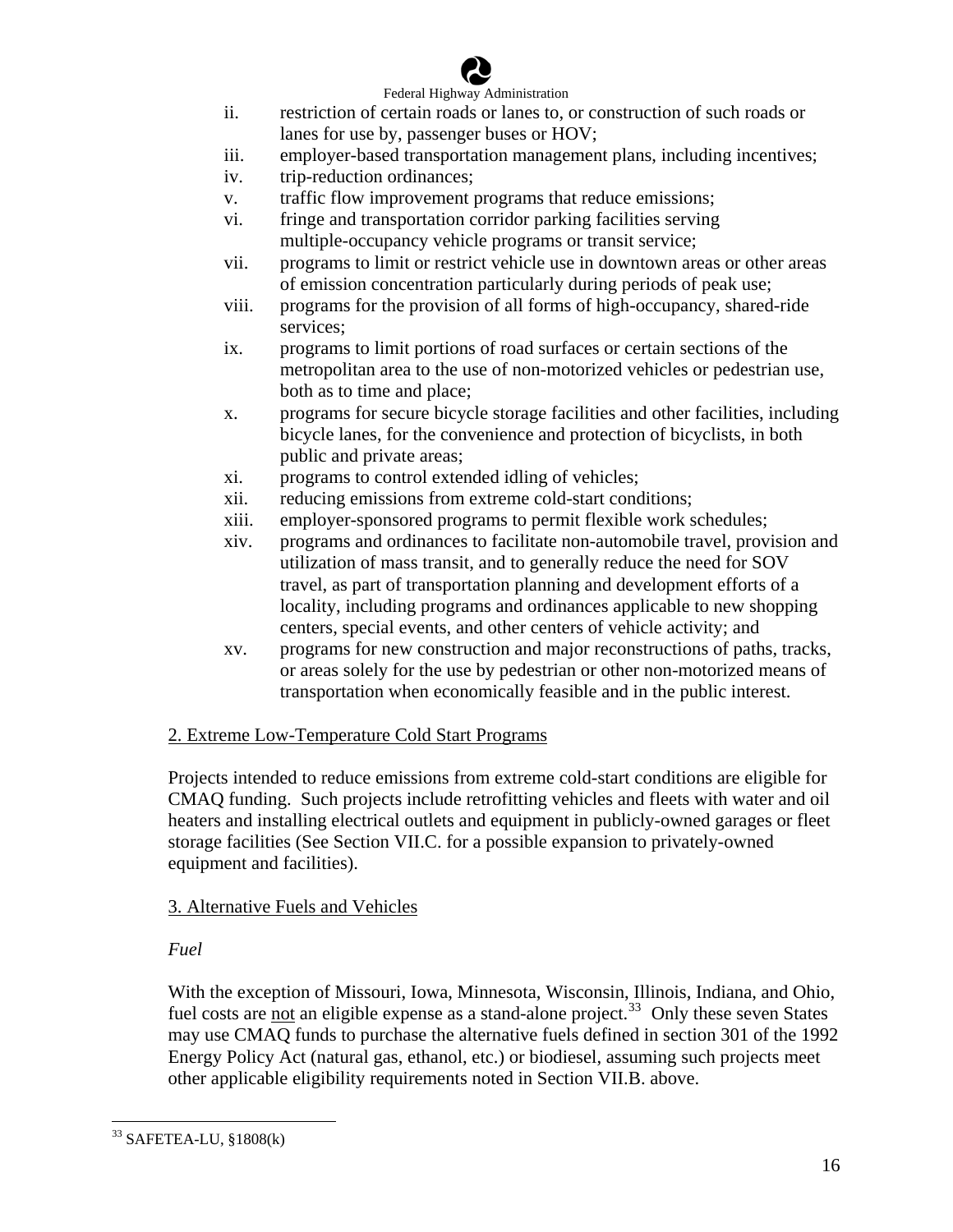ii. restriction of certain roads or lanes to, or construction of such roads or lanes for use by, passenger buses or HOV;
iii. employer-based transportation management plans, including incentives;
iv. trip-reduction ordinances;
v. traffic flow improvement programs that reduce emissions;
vi. fringe and transportation corridor parking facilities serving multiple-occupancy vehicle programs or transit service;
vii. programs to limit or restrict vehicle use in downtown areas or other areas of emission concentration particularly during periods of peak use;
viii. programs for the provision of all forms of high-occupancy, shared-ride services;
ix. programs to limit portions of road surfaces or certain sections of the metropolitan area to the use of non-motorized vehicles or pedestrian use, both as to time and place;
x. programs for secure bicycle storage facilities and other facilities, including bicycle lanes, for the convenience and protection of bicyclists, in both public and private areas;
xi. programs to control extended idling of vehicles;
xii. reducing emissions from extreme cold-start conditions;
xiii. employer-sponsored programs to permit flexible work schedules;
xiv. programs and ordinances to facilitate non-automobile travel, provision and utilization of mass transit, and to generally reduce the need for SOV travel, as part of transportation planning and development efforts of a locality, including programs and ordinances applicable to new shopping centers, special events, and other centers of vehicle activity; and
xv. programs for new construction and major reconstructions of paths, tracks, or areas solely for the use by pedestrian or other non-motorized means of transportation when economically feasible and in the public interest.

2. Extreme Low-Temperature Cold Start Programs

Projects intended to reduce emissions from extreme cold-start conditions are eligible for CMAQ funding. Such projects include retrofitting vehicles and fleets with water and oil heaters and installing electrical outlets and equipment in publicly-owned garages or fleet storage facilities (See Section VII.C. for a possible expansion to privately-owned equipment and facilities).

3. Alternative Fuels and Vehicles

*Fuel*

With the exception of Missouri, Iowa, Minnesota, Wisconsin, Illinois, Indiana, and Ohio, fuel costs are not an eligible expense as a stand-alone project.[33] Only these seven States may use CMAQ funds to purchase the alternative fuels defined in section 301 of the 1992 Energy Policy Act (natural gas, ethanol, etc.) or biodiesel, assuming such projects meet other applicable eligibility requirements noted in Section VII.B. above.

[33] SAFETEA-LU, §1808(k)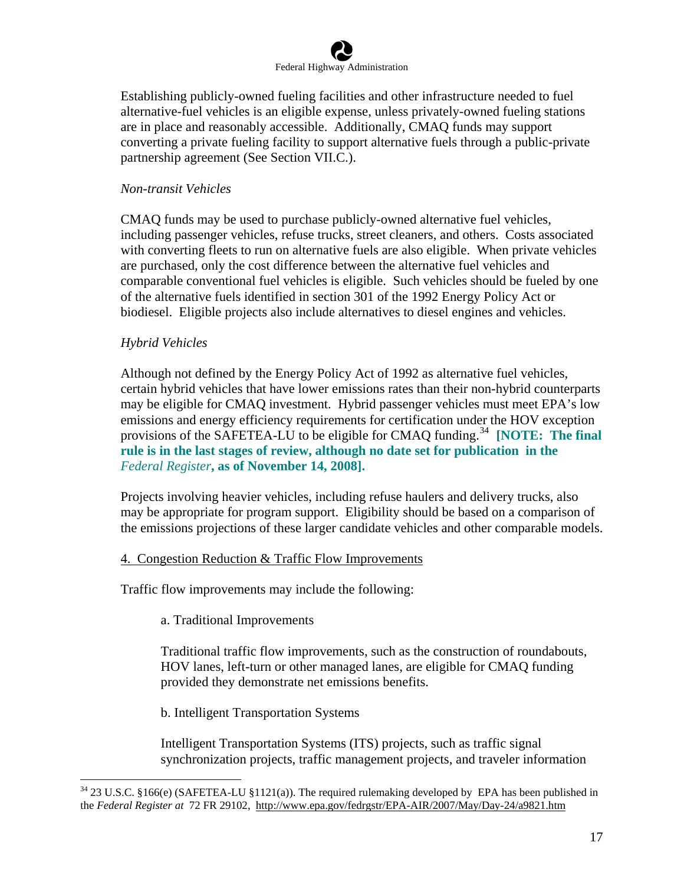Establishing publicly-owned fueling facilities and other infrastructure needed to fuel alternative-fuel vehicles is an eligible expense, unless privately-owned fueling stations are in place and reasonably accessible. Additionally, CMAQ funds may support converting a private fueling facility to support alternative fuels through a public-private partnership agreement (See Section VII.C.).

*Non-transit Vehicles*

CMAQ funds may be used to purchase publicly-owned alternative fuel vehicles, including passenger vehicles, refuse trucks, street cleaners, and others. Costs associated with converting fleets to run on alternative fuels are also eligible. When private vehicles are purchased, only the cost difference between the alternative fuel vehicles and comparable conventional fuel vehicles is eligible. Such vehicles should be fueled by one of the alternative fuels identified in section 301 of the 1992 Energy Policy Act or biodiesel. Eligible projects also include alternatives to diesel engines and vehicles.

*Hybrid Vehicles*

Although not defined by the Energy Policy Act of 1992 as alternative fuel vehicles, certain hybrid vehicles that have lower emissions rates than their non-hybrid counterparts may be eligible for CMAQ investment. Hybrid passenger vehicles must meet EPA's low emissions and energy efficiency requirements for certification under the HOV exception provisions of the SAFETEA-LU to be eligible for CMAQ funding.[34] **[NOTE: The final rule is in the last stages of review, although no date set for publication in the *Federal Register*, as of November 14, 2008].**

Projects involving heavier vehicles, including refuse haulers and delivery trucks, also may be appropriate for program support. Eligibility should be based on a comparison of the emissions projections of these larger candidate vehicles and other comparable models.

4. Congestion Reduction & Traffic Flow Improvements

Traffic flow improvements may include the following:

a. Traditional Improvements

Traditional traffic flow improvements, such as the construction of roundabouts, HOV lanes, left-turn or other managed lanes, are eligible for CMAQ funding provided they demonstrate net emissions benefits.

b. Intelligent Transportation Systems

Intelligent Transportation Systems (ITS) projects, such as traffic signal synchronization projects, traffic management projects, and traveler information

[34] 23 U.S.C. §166(e) (SAFETEA-LU §1121(a)). The required rulemaking developed by EPA has been published in the *Federal Register at* 72 FR 29102, http://www.epa.gov/fedrgstr/EPA-AIR/2007/May/Day-24/a9821.htm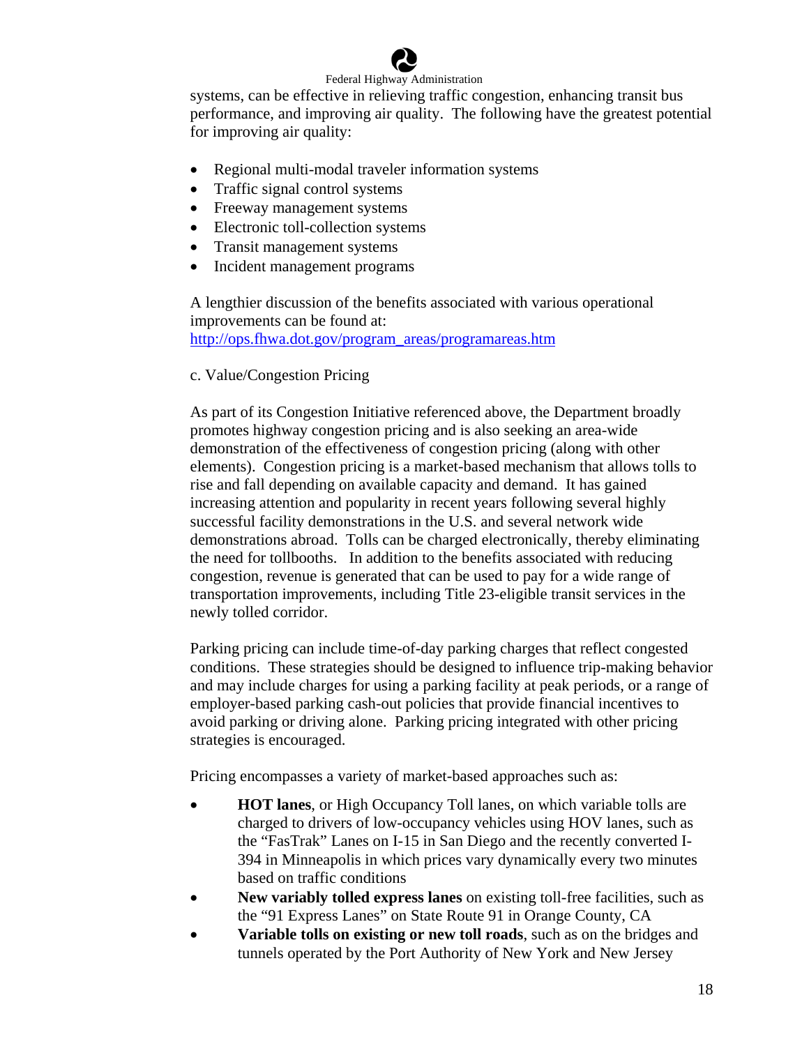systems, can be effective in relieving traffic congestion, enhancing transit bus performance, and improving air quality. The following have the greatest potential for improving air quality:

- Regional multi-modal traveler information systems
- Traffic signal control systems
- Freeway management systems
- Electronic toll-collection systems
- Transit management systems
- Incident management programs

A lengthier discussion of the benefits associated with various operational improvements can be found at:
http://ops.fhwa.dot.gov/program_areas/programareas.htm

c. Value/Congestion Pricing

As part of its Congestion Initiative referenced above, the Department broadly promotes highway congestion pricing and is also seeking an area-wide demonstration of the effectiveness of congestion pricing (along with other elements). Congestion pricing is a market-based mechanism that allows tolls to rise and fall depending on available capacity and demand. It has gained increasing attention and popularity in recent years following several highly successful facility demonstrations in the U.S. and several network wide demonstrations abroad. Tolls can be charged electronically, thereby eliminating the need for tollbooths. In addition to the benefits associated with reducing congestion, revenue is generated that can be used to pay for a wide range of transportation improvements, including Title 23-eligible transit services in the newly tolled corridor.

Parking pricing can include time-of-day parking charges that reflect congested conditions. These strategies should be designed to influence trip-making behavior and may include charges for using a parking facility at peak periods, or a range of employer-based parking cash-out policies that provide financial incentives to avoid parking or driving alone. Parking pricing integrated with other pricing strategies is encouraged.

Pricing encompasses a variety of market-based approaches such as:

- **HOT lanes**, or High Occupancy Toll lanes, on which variable tolls are charged to drivers of low-occupancy vehicles using HOV lanes, such as the "FasTrak" Lanes on I-15 in San Diego and the recently converted I-394 in Minneapolis in which prices vary dynamically every two minutes based on traffic conditions
- **New variably tolled express lanes** on existing toll-free facilities, such as the "91 Express Lanes" on State Route 91 in Orange County, CA
- **Variable tolls on existing or new toll roads**, such as on the bridges and tunnels operated by the Port Authority of New York and New Jersey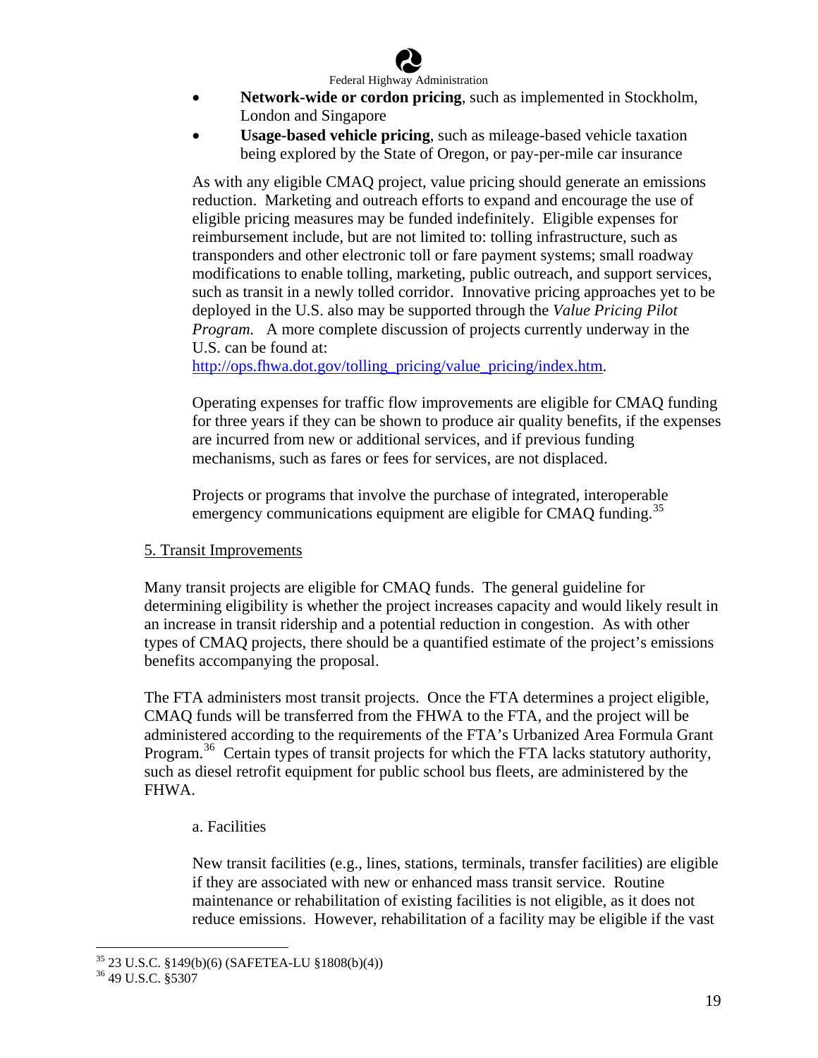- **Network-wide or cordon pricing**, such as implemented in Stockholm, London and Singapore
- **Usage-based vehicle pricing**, such as mileage-based vehicle taxation being explored by the State of Oregon, or pay-per-mile car insurance

As with any eligible CMAQ project, value pricing should generate an emissions reduction. Marketing and outreach efforts to expand and encourage the use of eligible pricing measures may be funded indefinitely. Eligible expenses for reimbursement include, but are not limited to: tolling infrastructure, such as transponders and other electronic toll or fare payment systems; small roadway modifications to enable tolling, marketing, public outreach, and support services, such as transit in a newly tolled corridor. Innovative pricing approaches yet to be deployed in the U.S. also may be supported through the *Value Pricing Pilot Program.* A more complete discussion of projects currently underway in the U.S. can be found at: http://ops.fhwa.dot.gov/tolling_pricing/value_pricing/index.htm.

Operating expenses for traffic flow improvements are eligible for CMAQ funding for three years if they can be shown to produce air quality benefits, if the expenses are incurred from new or additional services, and if previous funding mechanisms, such as fares or fees for services, are not displaced.

Projects or programs that involve the purchase of integrated, interoperable emergency communications equipment are eligible for CMAQ funding.[35]

5. Transit Improvements

Many transit projects are eligible for CMAQ funds. The general guideline for determining eligibility is whether the project increases capacity and would likely result in an increase in transit ridership and a potential reduction in congestion. As with other types of CMAQ projects, there should be a quantified estimate of the project's emissions benefits accompanying the proposal.

The FTA administers most transit projects. Once the FTA determines a project eligible, CMAQ funds will be transferred from the FHWA to the FTA, and the project will be administered according to the requirements of the FTA's Urbanized Area Formula Grant Program.[36] Certain types of transit projects for which the FTA lacks statutory authority, such as diesel retrofit equipment for public school bus fleets, are administered by the FHWA.

a. Facilities

New transit facilities (e.g., lines, stations, terminals, transfer facilities) are eligible if they are associated with new or enhanced mass transit service. Routine maintenance or rehabilitation of existing facilities is not eligible, as it does not reduce emissions. However, rehabilitation of a facility may be eligible if the vast

---

[35] 23 U.S.C. §149(b)(6) (SAFETEA-LU §1808(b)(4))

[36] 49 U.S.C. §5307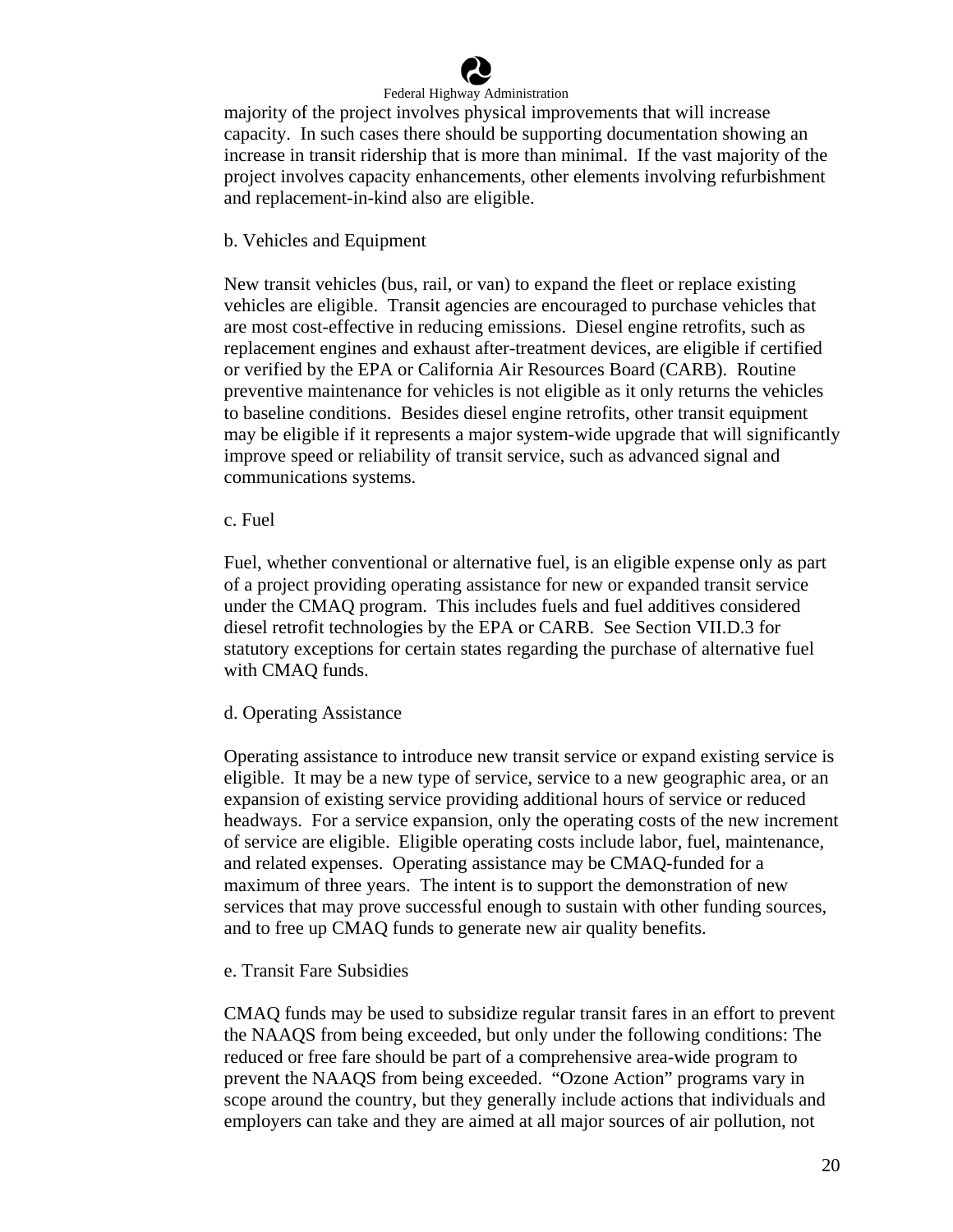majority of the project involves physical improvements that will increase capacity. In such cases there should be supporting documentation showing an increase in transit ridership that is more than minimal. If the vast majority of the project involves capacity enhancements, other elements involving refurbishment and replacement-in-kind also are eligible.

b. Vehicles and Equipment

New transit vehicles (bus, rail, or van) to expand the fleet or replace existing vehicles are eligible. Transit agencies are encouraged to purchase vehicles that are most cost-effective in reducing emissions. Diesel engine retrofits, such as replacement engines and exhaust after-treatment devices, are eligible if certified or verified by the EPA or California Air Resources Board (CARB). Routine preventive maintenance for vehicles is not eligible as it only returns the vehicles to baseline conditions. Besides diesel engine retrofits, other transit equipment may be eligible if it represents a major system-wide upgrade that will significantly improve speed or reliability of transit service, such as advanced signal and communications systems.

c. Fuel

Fuel, whether conventional or alternative fuel, is an eligible expense only as part of a project providing operating assistance for new or expanded transit service under the CMAQ program. This includes fuels and fuel additives considered diesel retrofit technologies by the EPA or CARB. See Section VII.D.3 for statutory exceptions for certain states regarding the purchase of alternative fuel with CMAQ funds.

d. Operating Assistance

Operating assistance to introduce new transit service or expand existing service is eligible. It may be a new type of service, service to a new geographic area, or an expansion of existing service providing additional hours of service or reduced headways. For a service expansion, only the operating costs of the new increment of service are eligible. Eligible operating costs include labor, fuel, maintenance, and related expenses. Operating assistance may be CMAQ-funded for a maximum of three years. The intent is to support the demonstration of new services that may prove successful enough to sustain with other funding sources, and to free up CMAQ funds to generate new air quality benefits.

e. Transit Fare Subsidies

CMAQ funds may be used to subsidize regular transit fares in an effort to prevent the NAAQS from being exceeded, but only under the following conditions: The reduced or free fare should be part of a comprehensive area-wide program to prevent the NAAQS from being exceeded. "Ozone Action" programs vary in scope around the country, but they generally include actions that individuals and employers can take and they are aimed at all major sources of air pollution, not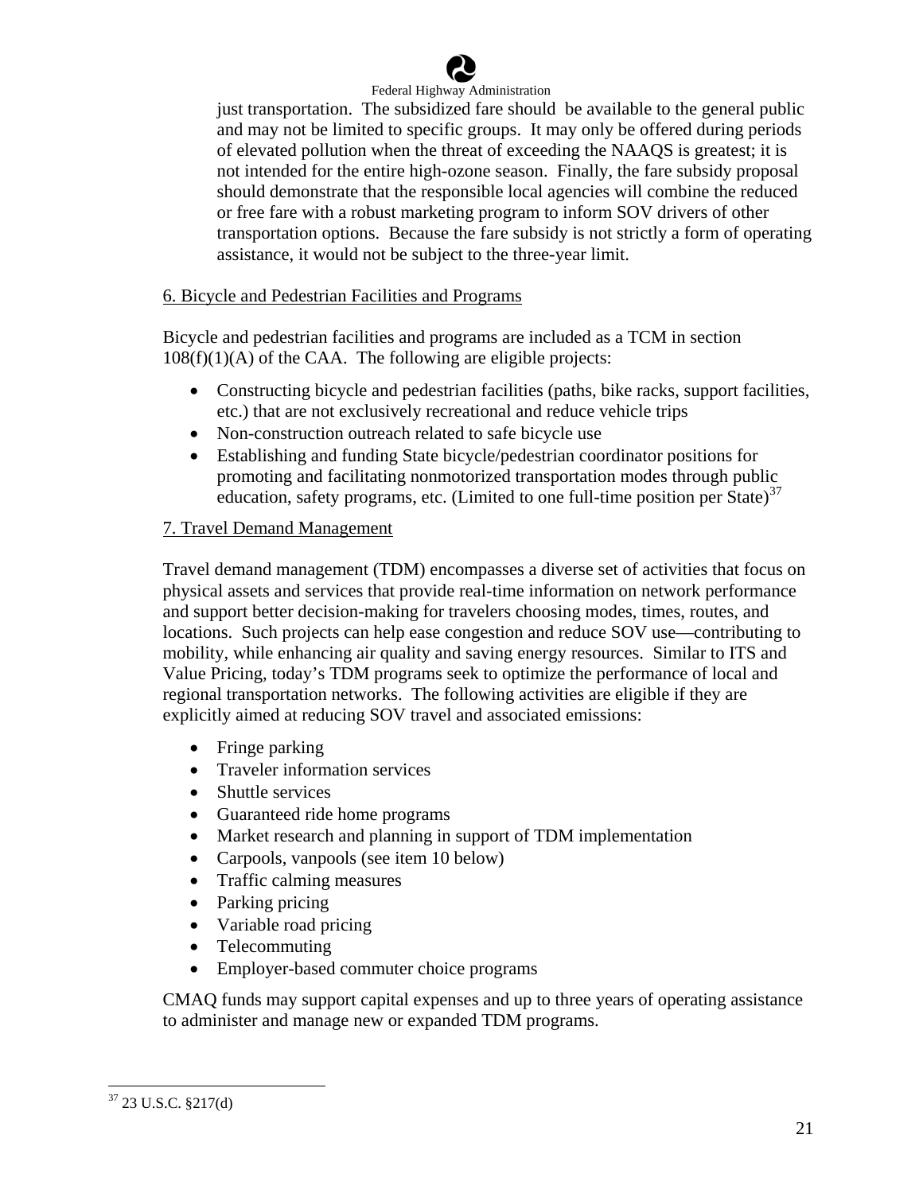just transportation. The subsidized fare should be available to the general public and may not be limited to specific groups. It may only be offered during periods of elevated pollution when the threat of exceeding the NAAQS is greatest; it is not intended for the entire high-ozone season. Finally, the fare subsidy proposal should demonstrate that the responsible local agencies will combine the reduced or free fare with a robust marketing program to inform SOV drivers of other transportation options. Because the fare subsidy is not strictly a form of operating assistance, it would not be subject to the three-year limit.

6. Bicycle and Pedestrian Facilities and Programs

Bicycle and pedestrian facilities and programs are included as a TCM in section 108(f)(1)(A) of the CAA. The following are eligible projects:

- Constructing bicycle and pedestrian facilities (paths, bike racks, support facilities, etc.) that are not exclusively recreational and reduce vehicle trips
- Non-construction outreach related to safe bicycle use
- Establishing and funding State bicycle/pedestrian coordinator positions for promoting and facilitating nonmotorized transportation modes through public education, safety programs, etc. (Limited to one full-time position per State)[37]

7. Travel Demand Management

Travel demand management (TDM) encompasses a diverse set of activities that focus on physical assets and services that provide real-time information on network performance and support better decision-making for travelers choosing modes, times, routes, and locations. Such projects can help ease congestion and reduce SOV use—contributing to mobility, while enhancing air quality and saving energy resources. Similar to ITS and Value Pricing, today's TDM programs seek to optimize the performance of local and regional transportation networks. The following activities are eligible if they are explicitly aimed at reducing SOV travel and associated emissions:

- Fringe parking
- Traveler information services
- Shuttle services
- Guaranteed ride home programs
- Market research and planning in support of TDM implementation
- Carpools, vanpools (see item 10 below)
- Traffic calming measures
- Parking pricing
- Variable road pricing
- Telecommuting
- Employer-based commuter choice programs

CMAQ funds may support capital expenses and up to three years of operating assistance to administer and manage new or expanded TDM programs.

[37] 23 U.S.C. §217(d)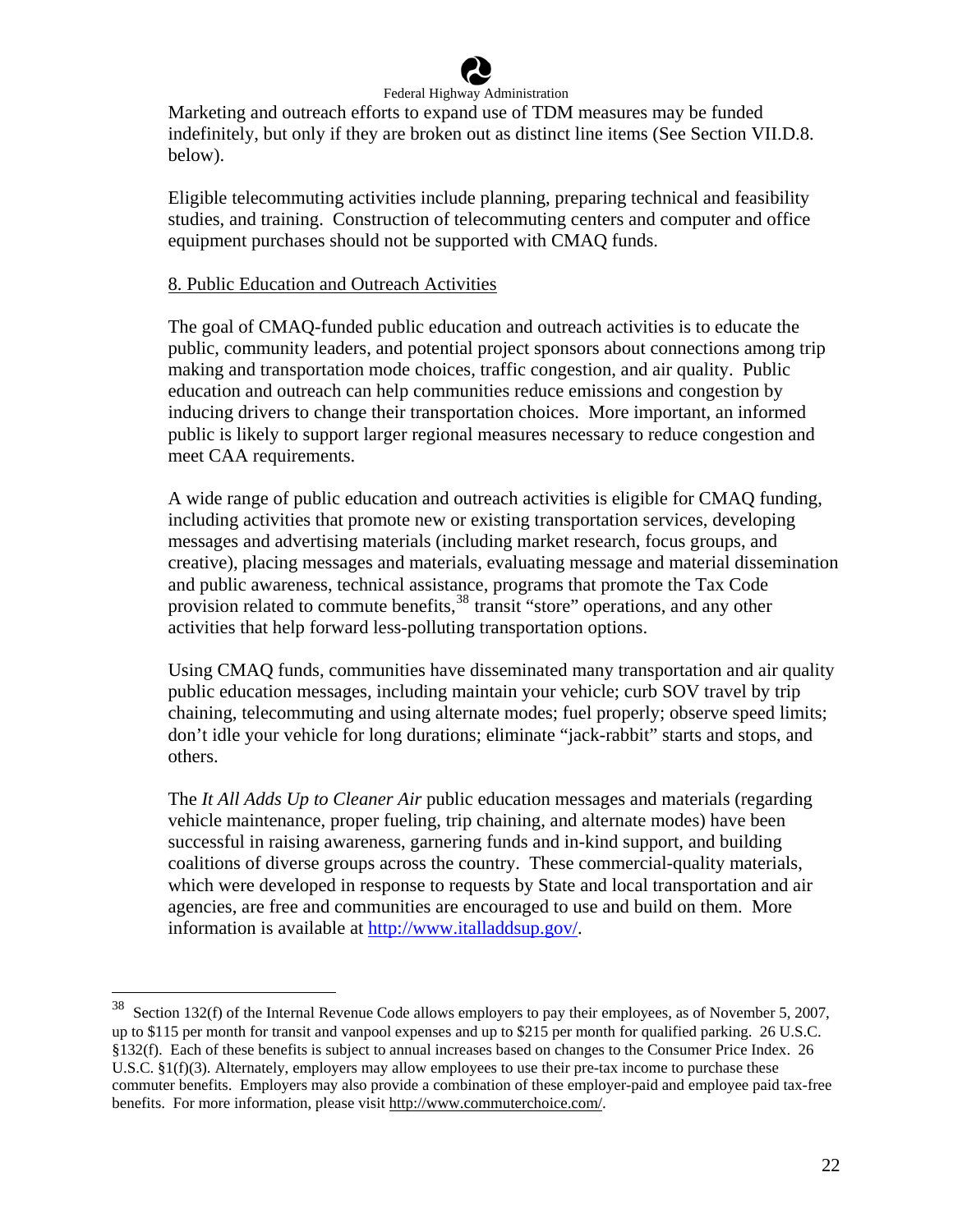Marketing and outreach efforts to expand use of TDM measures may be funded indefinitely, but only if they are broken out as distinct line items (See Section VII.D.8. below).

Eligible telecommuting activities include planning, preparing technical and feasibility studies, and training. Construction of telecommuting centers and computer and office equipment purchases should not be supported with CMAQ funds.

8. Public Education and Outreach Activities

The goal of CMAQ-funded public education and outreach activities is to educate the public, community leaders, and potential project sponsors about connections among trip making and transportation mode choices, traffic congestion, and air quality. Public education and outreach can help communities reduce emissions and congestion by inducing drivers to change their transportation choices. More important, an informed public is likely to support larger regional measures necessary to reduce congestion and meet CAA requirements.

A wide range of public education and outreach activities is eligible for CMAQ funding, including activities that promote new or existing transportation services, developing messages and advertising materials (including market research, focus groups, and creative), placing messages and materials, evaluating message and material dissemination and public awareness, technical assistance, programs that promote the Tax Code provision related to commute benefits,[38] transit "store" operations, and any other activities that help forward less-polluting transportation options.

Using CMAQ funds, communities have disseminated many transportation and air quality public education messages, including maintain your vehicle; curb SOV travel by trip chaining, telecommuting and using alternate modes; fuel properly; observe speed limits; don't idle your vehicle for long durations; eliminate "jack-rabbit" starts and stops, and others.

The *It All Adds Up to Cleaner Air* public education messages and materials (regarding vehicle maintenance, proper fueling, trip chaining, and alternate modes) have been successful in raising awareness, garnering funds and in-kind support, and building coalitions of diverse groups across the country. These commercial-quality materials, which were developed in response to requests by State and local transportation and air agencies, are free and communities are encouraged to use and build on them. More information is available at http://www.italladdsup.gov/.

---

[38] Section 132(f) of the Internal Revenue Code allows employers to pay their employees, as of November 5, 2007, up to $115 per month for transit and vanpool expenses and up to $215 per month for qualified parking. 26 U.S.C. §132(f). Each of these benefits is subject to annual increases based on changes to the Consumer Price Index. 26 U.S.C. §1(f)(3). Alternately, employers may allow employees to use their pre-tax income to purchase these commuter benefits. Employers may also provide a combination of these employer-paid and employee paid tax-free benefits. For more information, please visit http://www.commuterchoice.com/.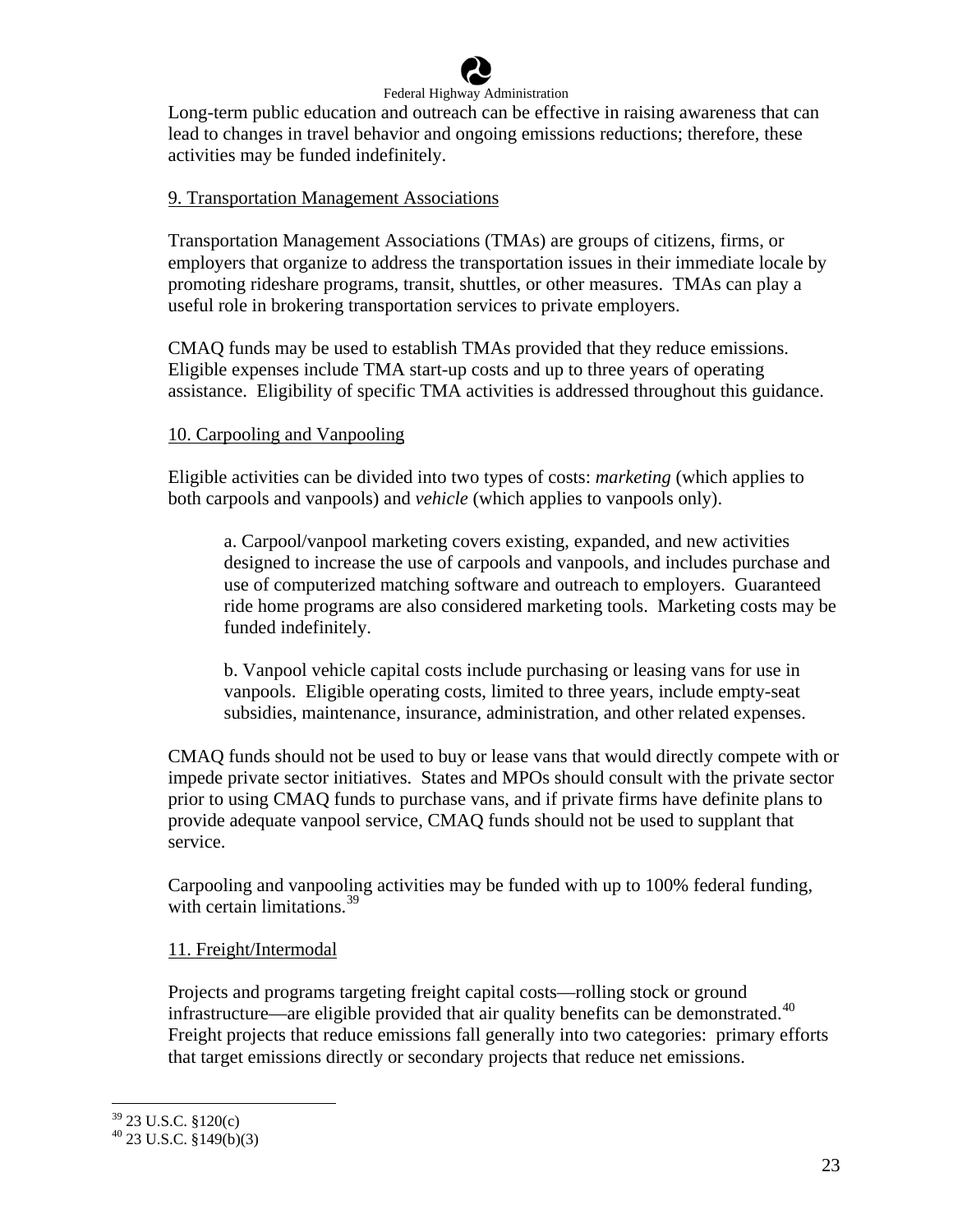Long-term public education and outreach can be effective in raising awareness that can lead to changes in travel behavior and ongoing emissions reductions; therefore, these activities may be funded indefinitely.

### 9. Transportation Management Associations

Transportation Management Associations (TMAs) are groups of citizens, firms, or employers that organize to address the transportation issues in their immediate locale by promoting rideshare programs, transit, shuttles, or other measures. TMAs can play a useful role in brokering transportation services to private employers.

CMAQ funds may be used to establish TMAs provided that they reduce emissions. Eligible expenses include TMA start-up costs and up to three years of operating assistance. Eligibility of specific TMA activities is addressed throughout this guidance.

### 10. Carpooling and Vanpooling

Eligible activities can be divided into two types of costs: *marketing* (which applies to both carpools and vanpools) and *vehicle* (which applies to vanpools only).

a. Carpool/vanpool marketing covers existing, expanded, and new activities designed to increase the use of carpools and vanpools, and includes purchase and use of computerized matching software and outreach to employers. Guaranteed ride home programs are also considered marketing tools. Marketing costs may be funded indefinitely.

b. Vanpool vehicle capital costs include purchasing or leasing vans for use in vanpools. Eligible operating costs, limited to three years, include empty-seat subsidies, maintenance, insurance, administration, and other related expenses.

CMAQ funds should not be used to buy or lease vans that would directly compete with or impede private sector initiatives. States and MPOs should consult with the private sector prior to using CMAQ funds to purchase vans, and if private firms have definite plans to provide adequate vanpool service, CMAQ funds should not be used to supplant that service.

Carpooling and vanpooling activities may be funded with up to 100% federal funding, with certain limitations.[39]

### 11. Freight/Intermodal

Projects and programs targeting freight capital costs—rolling stock or ground infrastructure—are eligible provided that air quality benefits can be demonstrated.[40] Freight projects that reduce emissions fall generally into two categories: primary efforts that target emissions directly or secondary projects that reduce net emissions.

---

[39] 23 U.S.C. §120(c)

[40] 23 U.S.C. §149(b)(3)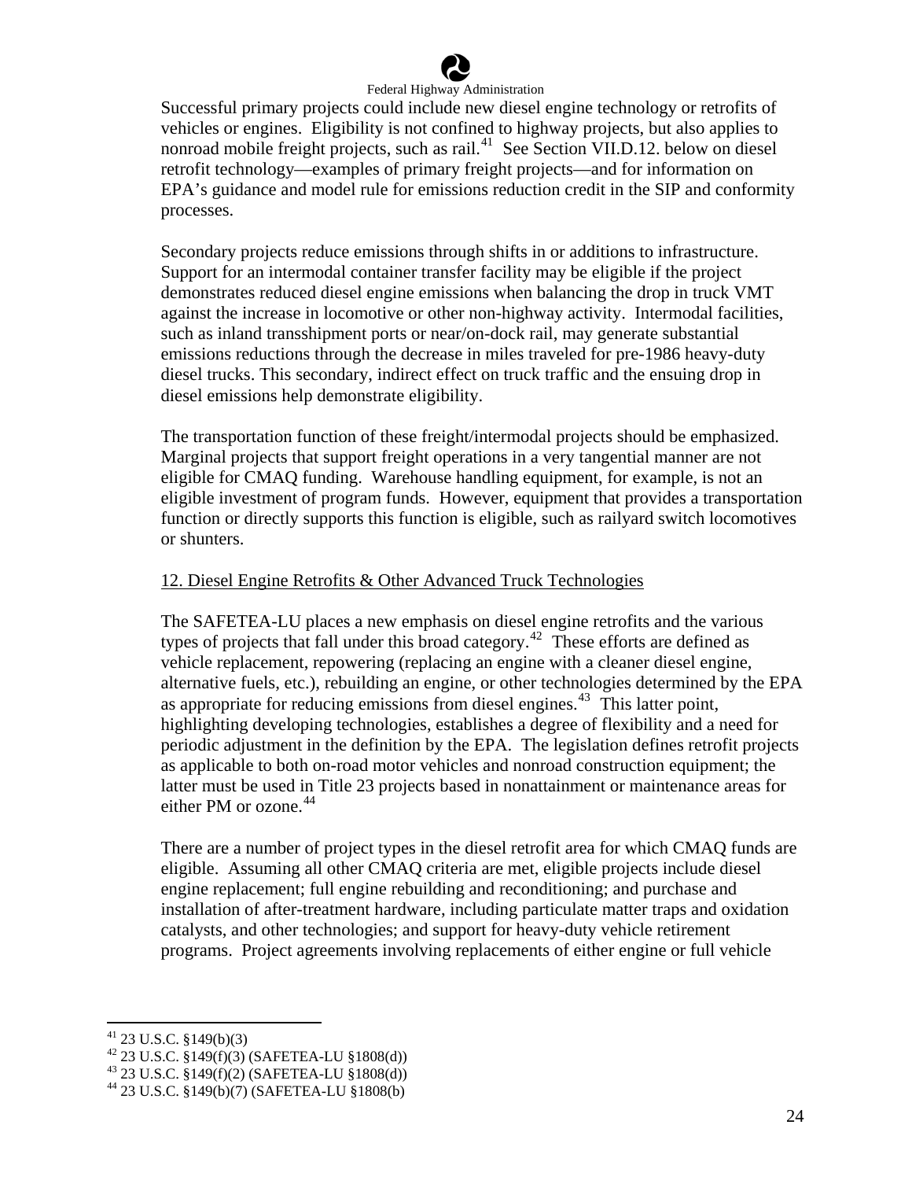Successful primary projects could include new diesel engine technology or retrofits of vehicles or engines. Eligibility is not confined to highway projects, but also applies to nonroad mobile freight projects, such as rail.[41] See Section VII.D.12. below on diesel retrofit technology—examples of primary freight projects—and for information on EPA's guidance and model rule for emissions reduction credit in the SIP and conformity processes.

Secondary projects reduce emissions through shifts in or additions to infrastructure. Support for an intermodal container transfer facility may be eligible if the project demonstrates reduced diesel engine emissions when balancing the drop in truck VMT against the increase in locomotive or other non-highway activity. Intermodal facilities, such as inland transshipment ports or near/on-dock rail, may generate substantial emissions reductions through the decrease in miles traveled for pre-1986 heavy-duty diesel trucks. This secondary, indirect effect on truck traffic and the ensuing drop in diesel emissions help demonstrate eligibility.

The transportation function of these freight/intermodal projects should be emphasized. Marginal projects that support freight operations in a very tangential manner are not eligible for CMAQ funding. Warehouse handling equipment, for example, is not an eligible investment of program funds. However, equipment that provides a transportation function or directly supports this function is eligible, such as railyard switch locomotives or shunters.

### 12. Diesel Engine Retrofits & Other Advanced Truck Technologies

The SAFETEA-LU places a new emphasis on diesel engine retrofits and the various types of projects that fall under this broad category.[42] These efforts are defined as vehicle replacement, repowering (replacing an engine with a cleaner diesel engine, alternative fuels, etc.), rebuilding an engine, or other technologies determined by the EPA as appropriate for reducing emissions from diesel engines.[43] This latter point, highlighting developing technologies, establishes a degree of flexibility and a need for periodic adjustment in the definition by the EPA. The legislation defines retrofit projects as applicable to both on-road motor vehicles and nonroad construction equipment; the latter must be used in Title 23 projects based in nonattainment or maintenance areas for either PM or ozone.[44]

There are a number of project types in the diesel retrofit area for which CMAQ funds are eligible. Assuming all other CMAQ criteria are met, eligible projects include diesel engine replacement; full engine rebuilding and reconditioning; and purchase and installation of after-treatment hardware, including particulate matter traps and oxidation catalysts, and other technologies; and support for heavy-duty vehicle retirement programs. Project agreements involving replacements of either engine or full vehicle

---

[41] 23 U.S.C. §149(b)(3)

[42] 23 U.S.C. §149(f)(3) (SAFETEA-LU §1808(d))

[43] 23 U.S.C. §149(f)(2) (SAFETEA-LU §1808(d))

[44] 23 U.S.C. §149(b)(7) (SAFETEA-LU §1808(b)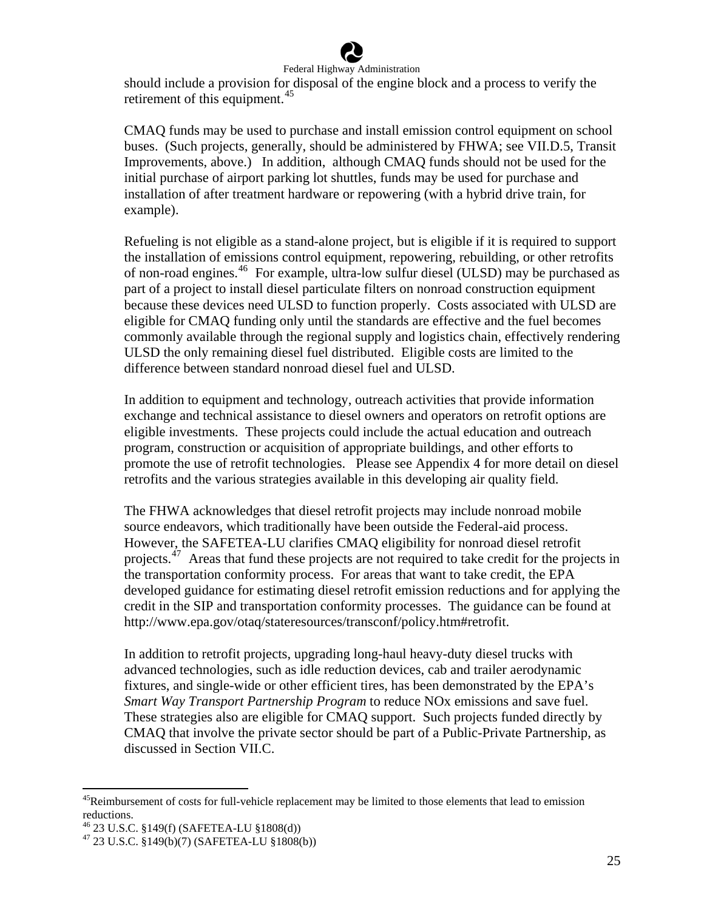should include a provision for disposal of the engine block and a process to verify the retirement of this equipment.[45]

CMAQ funds may be used to purchase and install emission control equipment on school buses. (Such projects, generally, should be administered by FHWA; see VII.D.5, Transit Improvements, above.) In addition, although CMAQ funds should not be used for the initial purchase of airport parking lot shuttles, funds may be used for purchase and installation of after treatment hardware or repowering (with a hybrid drive train, for example).

Refueling is not eligible as a stand-alone project, but is eligible if it is required to support the installation of emissions control equipment, repowering, rebuilding, or other retrofits of non-road engines.[46] For example, ultra-low sulfur diesel (ULSD) may be purchased as part of a project to install diesel particulate filters on nonroad construction equipment because these devices need ULSD to function properly. Costs associated with ULSD are eligible for CMAQ funding only until the standards are effective and the fuel becomes commonly available through the regional supply and logistics chain, effectively rendering ULSD the only remaining diesel fuel distributed. Eligible costs are limited to the difference between standard nonroad diesel fuel and ULSD.

In addition to equipment and technology, outreach activities that provide information exchange and technical assistance to diesel owners and operators on retrofit options are eligible investments. These projects could include the actual education and outreach program, construction or acquisition of appropriate buildings, and other efforts to promote the use of retrofit technologies. Please see Appendix 4 for more detail on diesel retrofits and the various strategies available in this developing air quality field.

The FHWA acknowledges that diesel retrofit projects may include nonroad mobile source endeavors, which traditionally have been outside the Federal-aid process. However, the SAFETEA-LU clarifies CMAQ eligibility for nonroad diesel retrofit projects.[47] Areas that fund these projects are not required to take credit for the projects in the transportation conformity process. For areas that want to take credit, the EPA developed guidance for estimating diesel retrofit emission reductions and for applying the credit in the SIP and transportation conformity processes. The guidance can be found at http://www.epa.gov/otaq/stateresources/transconf/policy.htm#retrofit.

In addition to retrofit projects, upgrading long-haul heavy-duty diesel trucks with advanced technologies, such as idle reduction devices, cab and trailer aerodynamic fixtures, and single-wide or other efficient tires, has been demonstrated by the EPA's *Smart Way Transport Partnership Program* to reduce NOx emissions and save fuel. These strategies also are eligible for CMAQ support. Such projects funded directly by CMAQ that involve the private sector should be part of a Public-Private Partnership, as discussed in Section VII.C.

---

[45] Reimbursement of costs for full-vehicle replacement may be limited to those elements that lead to emission reductions.

[46] 23 U.S.C. §149(f) (SAFETEA-LU §1808(d))

[47] 23 U.S.C. §149(b)(7) (SAFETEA-LU §1808(b))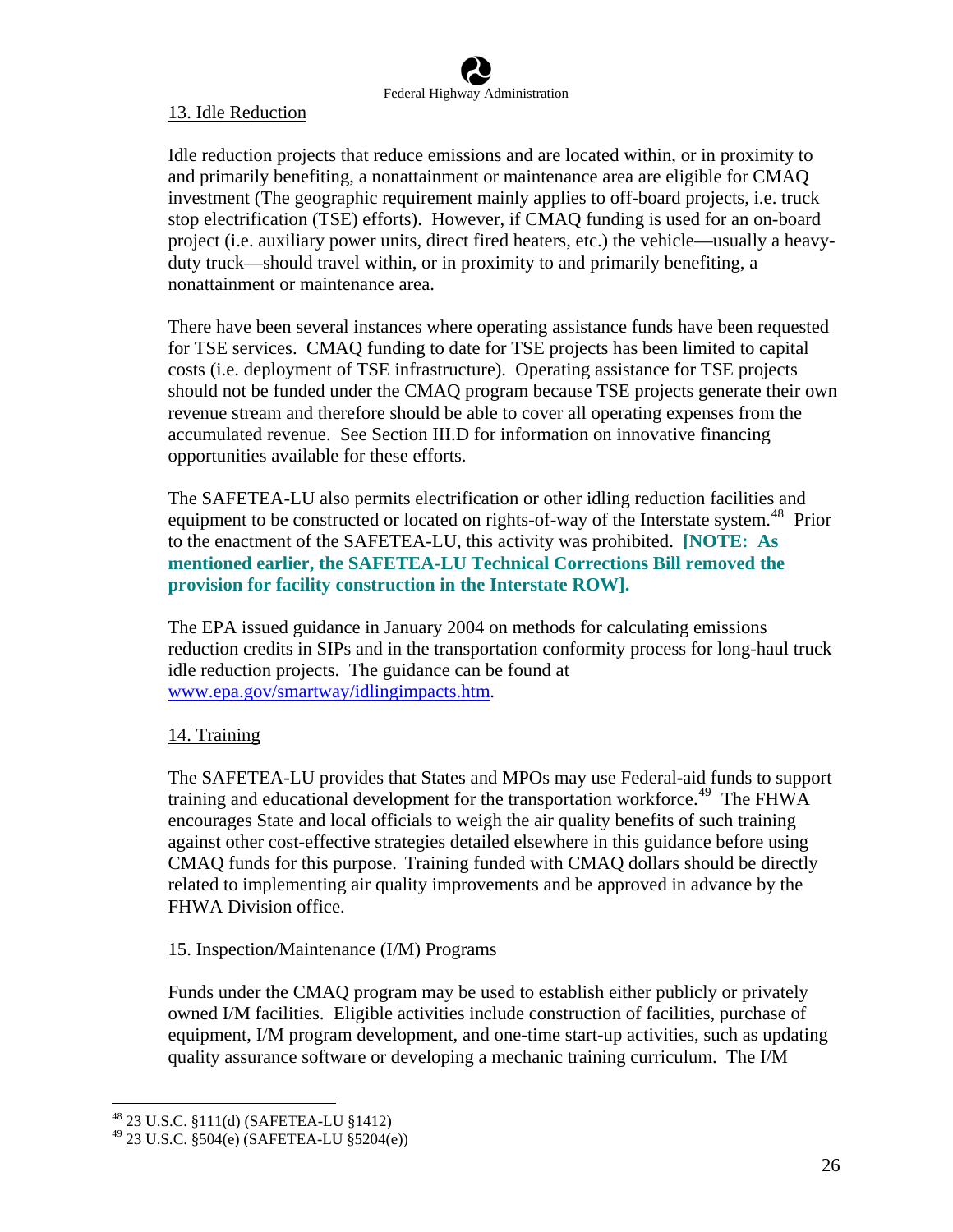13. Idle Reduction

Idle reduction projects that reduce emissions and are located within, or in proximity to and primarily benefiting, a nonattainment or maintenance area are eligible for CMAQ investment (The geographic requirement mainly applies to off-board projects, i.e. truck stop electrification (TSE) efforts). However, if CMAQ funding is used for an on-board project (i.e. auxiliary power units, direct fired heaters, etc.) the vehicle—usually a heavy-duty truck—should travel within, or in proximity to and primarily benefiting, a nonattainment or maintenance area.

There have been several instances where operating assistance funds have been requested for TSE services. CMAQ funding to date for TSE projects has been limited to capital costs (i.e. deployment of TSE infrastructure). Operating assistance for TSE projects should not be funded under the CMAQ program because TSE projects generate their own revenue stream and therefore should be able to cover all operating expenses from the accumulated revenue. See Section III.D for information on innovative financing opportunities available for these efforts.

The SAFETEA-LU also permits electrification or other idling reduction facilities and equipment to be constructed or located on rights-of-way of the Interstate system.[48] Prior to the enactment of the SAFETEA-LU, this activity was prohibited. **[NOTE: As mentioned earlier, the SAFETEA-LU Technical Corrections Bill removed the provision for facility construction in the Interstate ROW].**

The EPA issued guidance in January 2004 on methods for calculating emissions reduction credits in SIPs and in the transportation conformity process for long-haul truck idle reduction projects. The guidance can be found at www.epa.gov/smartway/idlingimpacts.htm.

14. Training

The SAFETEA-LU provides that States and MPOs may use Federal-aid funds to support training and educational development for the transportation workforce.[49] The FHWA encourages State and local officials to weigh the air quality benefits of such training against other cost-effective strategies detailed elsewhere in this guidance before using CMAQ funds for this purpose. Training funded with CMAQ dollars should be directly related to implementing air quality improvements and be approved in advance by the FHWA Division office.

15. Inspection/Maintenance (I/M) Programs

Funds under the CMAQ program may be used to establish either publicly or privately owned I/M facilities. Eligible activities include construction of facilities, purchase of equipment, I/M program development, and one-time start-up activities, such as updating quality assurance software or developing a mechanic training curriculum. The I/M

[48] 23 U.S.C. §111(d) (SAFETEA-LU §1412)
[49] 23 U.S.C. §504(e) (SAFETEA-LU §5204(e))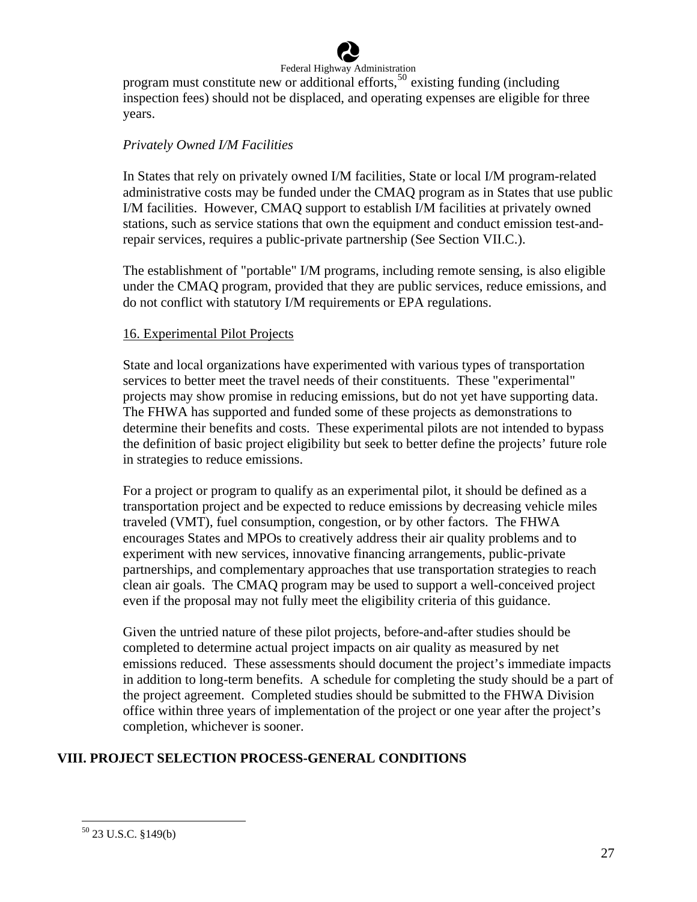program must constitute new or additional efforts,[50] existing funding (including inspection fees) should not be displaced, and operating expenses are eligible for three years.

*Privately Owned I/M Facilities*

In States that rely on privately owned I/M facilities, State or local I/M program-related administrative costs may be funded under the CMAQ program as in States that use public I/M facilities. However, CMAQ support to establish I/M facilities at privately owned stations, such as service stations that own the equipment and conduct emission test-and-repair services, requires a public-private partnership (See Section VII.C.).

The establishment of "portable" I/M programs, including remote sensing, is also eligible under the CMAQ program, provided that they are public services, reduce emissions, and do not conflict with statutory I/M requirements or EPA regulations.

16. Experimental Pilot Projects

State and local organizations have experimented with various types of transportation services to better meet the travel needs of their constituents. These "experimental" projects may show promise in reducing emissions, but do not yet have supporting data. The FHWA has supported and funded some of these projects as demonstrations to determine their benefits and costs. These experimental pilots are not intended to bypass the definition of basic project eligibility but seek to better define the projects' future role in strategies to reduce emissions.

For a project or program to qualify as an experimental pilot, it should be defined as a transportation project and be expected to reduce emissions by decreasing vehicle miles traveled (VMT), fuel consumption, congestion, or by other factors. The FHWA encourages States and MPOs to creatively address their air quality problems and to experiment with new services, innovative financing arrangements, public-private partnerships, and complementary approaches that use transportation strategies to reach clean air goals. The CMAQ program may be used to support a well-conceived project even if the proposal may not fully meet the eligibility criteria of this guidance.

Given the untried nature of these pilot projects, before-and-after studies should be completed to determine actual project impacts on air quality as measured by net emissions reduced. These assessments should document the project's immediate impacts in addition to long-term benefits. A schedule for completing the study should be a part of the project agreement. Completed studies should be submitted to the FHWA Division office within three years of implementation of the project or one year after the project's completion, whichever is sooner.

## VIII. PROJECT SELECTION PROCESS-GENERAL CONDITIONS

[50] 23 U.S.C. §149(b)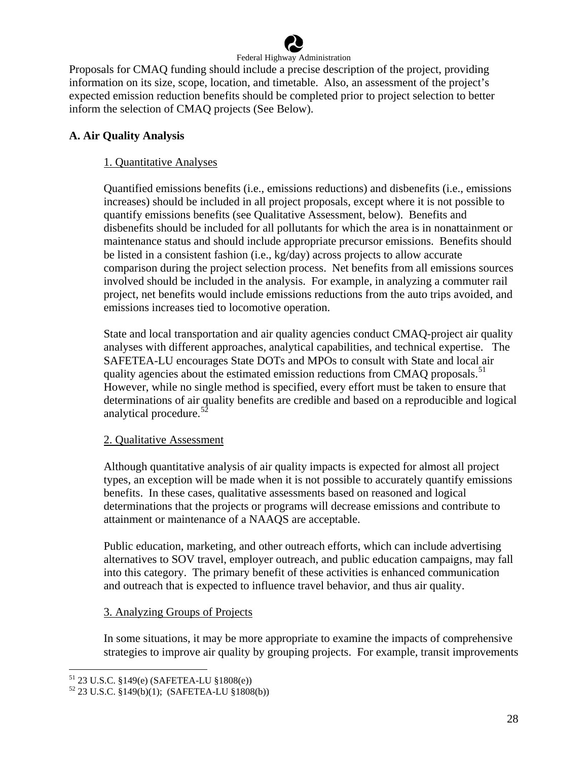Proposals for CMAQ funding should include a precise description of the project, providing information on its size, scope, location, and timetable. Also, an assessment of the project's expected emission reduction benefits should be completed prior to project selection to better inform the selection of CMAQ projects (See Below).

## A. Air Quality Analysis

### 1. Quantitative Analyses

Quantified emissions benefits (i.e., emissions reductions) and disbenefits (i.e., emissions increases) should be included in all project proposals, except where it is not possible to quantify emissions benefits (see Qualitative Assessment, below). Benefits and disbenefits should be included for all pollutants for which the area is in nonattainment or maintenance status and should include appropriate precursor emissions. Benefits should be listed in a consistent fashion (i.e., kg/day) across projects to allow accurate comparison during the project selection process. Net benefits from all emissions sources involved should be included in the analysis. For example, in analyzing a commuter rail project, net benefits would include emissions reductions from the auto trips avoided, and emissions increases tied to locomotive operation.

State and local transportation and air quality agencies conduct CMAQ-project air quality analyses with different approaches, analytical capabilities, and technical expertise. The SAFETEA-LU encourages State DOTs and MPOs to consult with State and local air quality agencies about the estimated emission reductions from CMAQ proposals.[51] However, while no single method is specified, every effort must be taken to ensure that determinations of air quality benefits are credible and based on a reproducible and logical analytical procedure.[52]

### 2. Qualitative Assessment

Although quantitative analysis of air quality impacts is expected for almost all project types, an exception will be made when it is not possible to accurately quantify emissions benefits. In these cases, qualitative assessments based on reasoned and logical determinations that the projects or programs will decrease emissions and contribute to attainment or maintenance of a NAAQS are acceptable.

Public education, marketing, and other outreach efforts, which can include advertising alternatives to SOV travel, employer outreach, and public education campaigns, may fall into this category. The primary benefit of these activities is enhanced communication and outreach that is expected to influence travel behavior, and thus air quality.

### 3. Analyzing Groups of Projects

In some situations, it may be more appropriate to examine the impacts of comprehensive strategies to improve air quality by grouping projects. For example, transit improvements

---

[51] 23 U.S.C. §149(e) (SAFETEA-LU §1808(e))

[52] 23 U.S.C. §149(b)(1); (SAFETEA-LU §1808(b))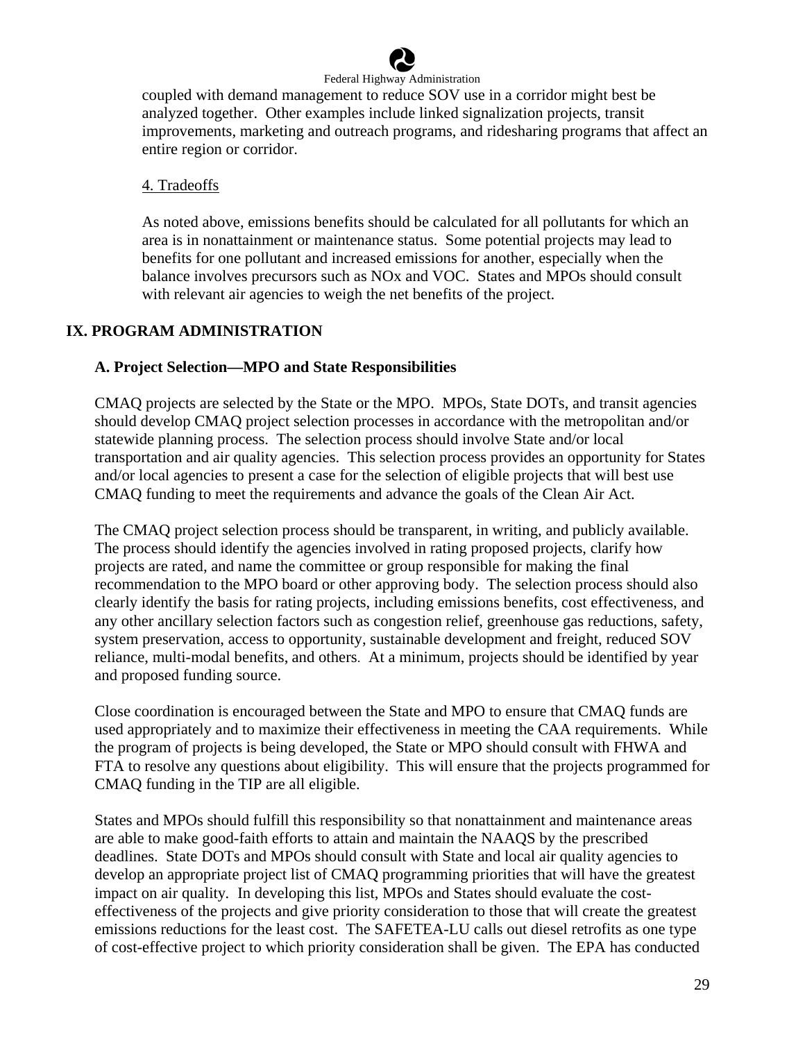coupled with demand management to reduce SOV use in a corridor might best be analyzed together. Other examples include linked signalization projects, transit improvements, marketing and outreach programs, and ridesharing programs that affect an entire region or corridor.

4. Tradeoffs

As noted above, emissions benefits should be calculated for all pollutants for which an area is in nonattainment or maintenance status. Some potential projects may lead to benefits for one pollutant and increased emissions for another, especially when the balance involves precursors such as NOx and VOC. States and MPOs should consult with relevant air agencies to weigh the net benefits of the project.

## IX. PROGRAM ADMINISTRATION

### A. Project Selection—MPO and State Responsibilities

CMAQ projects are selected by the State or the MPO. MPOs, State DOTs, and transit agencies should develop CMAQ project selection processes in accordance with the metropolitan and/or statewide planning process. The selection process should involve State and/or local transportation and air quality agencies. This selection process provides an opportunity for States and/or local agencies to present a case for the selection of eligible projects that will best use CMAQ funding to meet the requirements and advance the goals of the Clean Air Act.

The CMAQ project selection process should be transparent, in writing, and publicly available. The process should identify the agencies involved in rating proposed projects, clarify how projects are rated, and name the committee or group responsible for making the final recommendation to the MPO board or other approving body. The selection process should also clearly identify the basis for rating projects, including emissions benefits, cost effectiveness, and any other ancillary selection factors such as congestion relief, greenhouse gas reductions, safety, system preservation, access to opportunity, sustainable development and freight, reduced SOV reliance, multi-modal benefits, and others. At a minimum, projects should be identified by year and proposed funding source.

Close coordination is encouraged between the State and MPO to ensure that CMAQ funds are used appropriately and to maximize their effectiveness in meeting the CAA requirements. While the program of projects is being developed, the State or MPO should consult with FHWA and FTA to resolve any questions about eligibility. This will ensure that the projects programmed for CMAQ funding in the TIP are all eligible.

States and MPOs should fulfill this responsibility so that nonattainment and maintenance areas are able to make good-faith efforts to attain and maintain the NAAQS by the prescribed deadlines. State DOTs and MPOs should consult with State and local air quality agencies to develop an appropriate project list of CMAQ programming priorities that will have the greatest impact on air quality. In developing this list, MPOs and States should evaluate the cost-effectiveness of the projects and give priority consideration to those that will create the greatest emissions reductions for the least cost. The SAFETEA-LU calls out diesel retrofits as one type of cost-effective project to which priority consideration shall be given. The EPA has conducted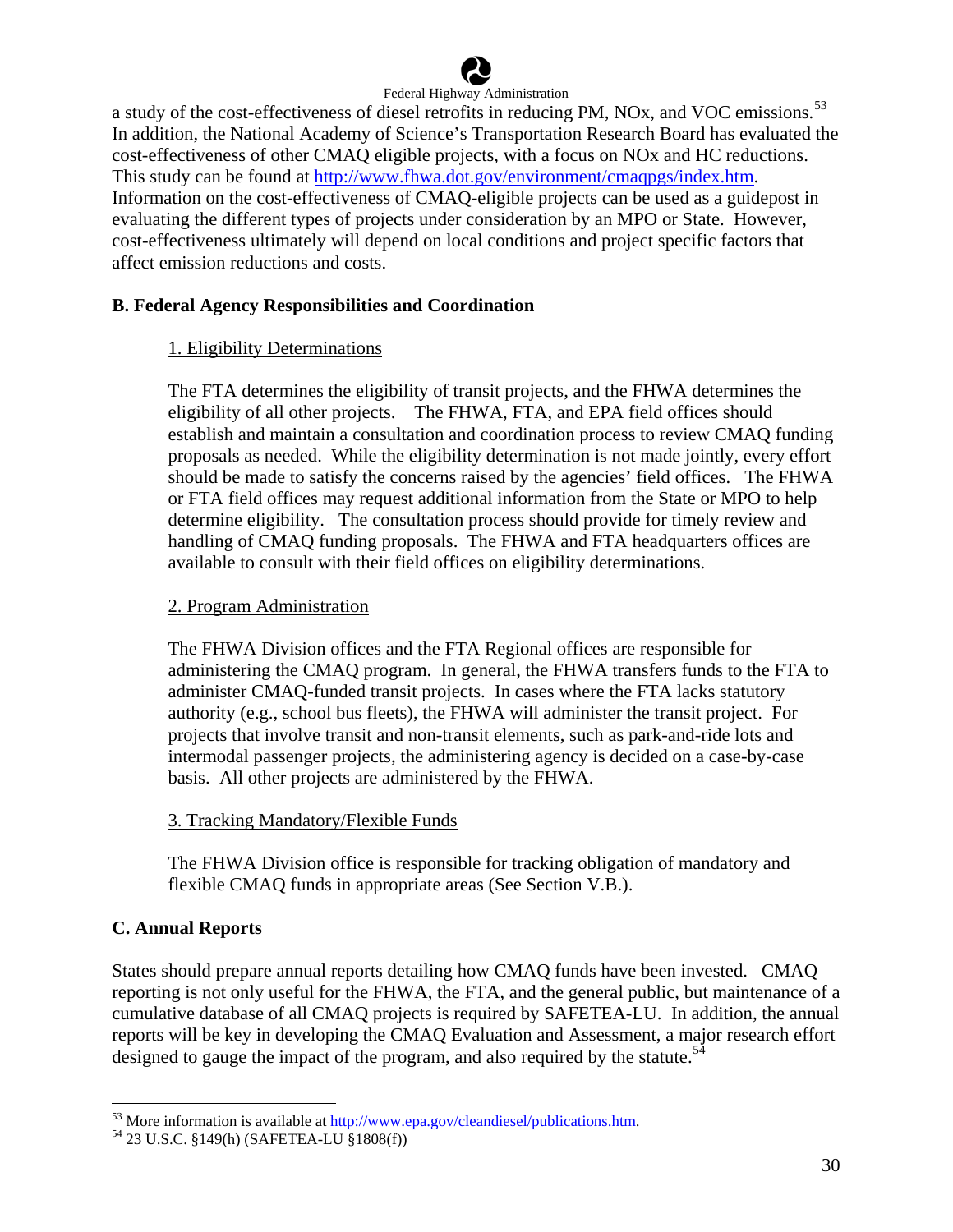a study of the cost-effectiveness of diesel retrofits in reducing PM, NOx, and VOC emissions.[53] In addition, the National Academy of Science's Transportation Research Board has evaluated the cost-effectiveness of other CMAQ eligible projects, with a focus on NOx and HC reductions. This study can be found at http://www.fhwa.dot.gov/environment/cmaqpgs/index.htm. Information on the cost-effectiveness of CMAQ-eligible projects can be used as a guidepost in evaluating the different types of projects under consideration by an MPO or State. However, cost-effectiveness ultimately will depend on local conditions and project specific factors that affect emission reductions and costs.

## B. Federal Agency Responsibilities and Coordination

### 1. Eligibility Determinations

The FTA determines the eligibility of transit projects, and the FHWA determines the eligibility of all other projects. The FHWA, FTA, and EPA field offices should establish and maintain a consultation and coordination process to review CMAQ funding proposals as needed. While the eligibility determination is not made jointly, every effort should be made to satisfy the concerns raised by the agencies' field offices. The FHWA or FTA field offices may request additional information from the State or MPO to help determine eligibility. The consultation process should provide for timely review and handling of CMAQ funding proposals. The FHWA and FTA headquarters offices are available to consult with their field offices on eligibility determinations.

### 2. Program Administration

The FHWA Division offices and the FTA Regional offices are responsible for administering the CMAQ program. In general, the FHWA transfers funds to the FTA to administer CMAQ-funded transit projects. In cases where the FTA lacks statutory authority (e.g., school bus fleets), the FHWA will administer the transit project. For projects that involve transit and non-transit elements, such as park-and-ride lots and intermodal passenger projects, the administering agency is decided on a case-by-case basis. All other projects are administered by the FHWA.

### 3. Tracking Mandatory/Flexible Funds

The FHWA Division office is responsible for tracking obligation of mandatory and flexible CMAQ funds in appropriate areas (See Section V.B.).

## C. Annual Reports

States should prepare annual reports detailing how CMAQ funds have been invested. CMAQ reporting is not only useful for the FHWA, the FTA, and the general public, but maintenance of a cumulative database of all CMAQ projects is required by SAFETEA-LU. In addition, the annual reports will be key in developing the CMAQ Evaluation and Assessment, a major research effort designed to gauge the impact of the program, and also required by the statute.[54]

---

[53] More information is available at http://www.epa.gov/cleandiesel/publications.htm.

[54] 23 U.S.C. §149(h) (SAFETEA-LU §1808(f))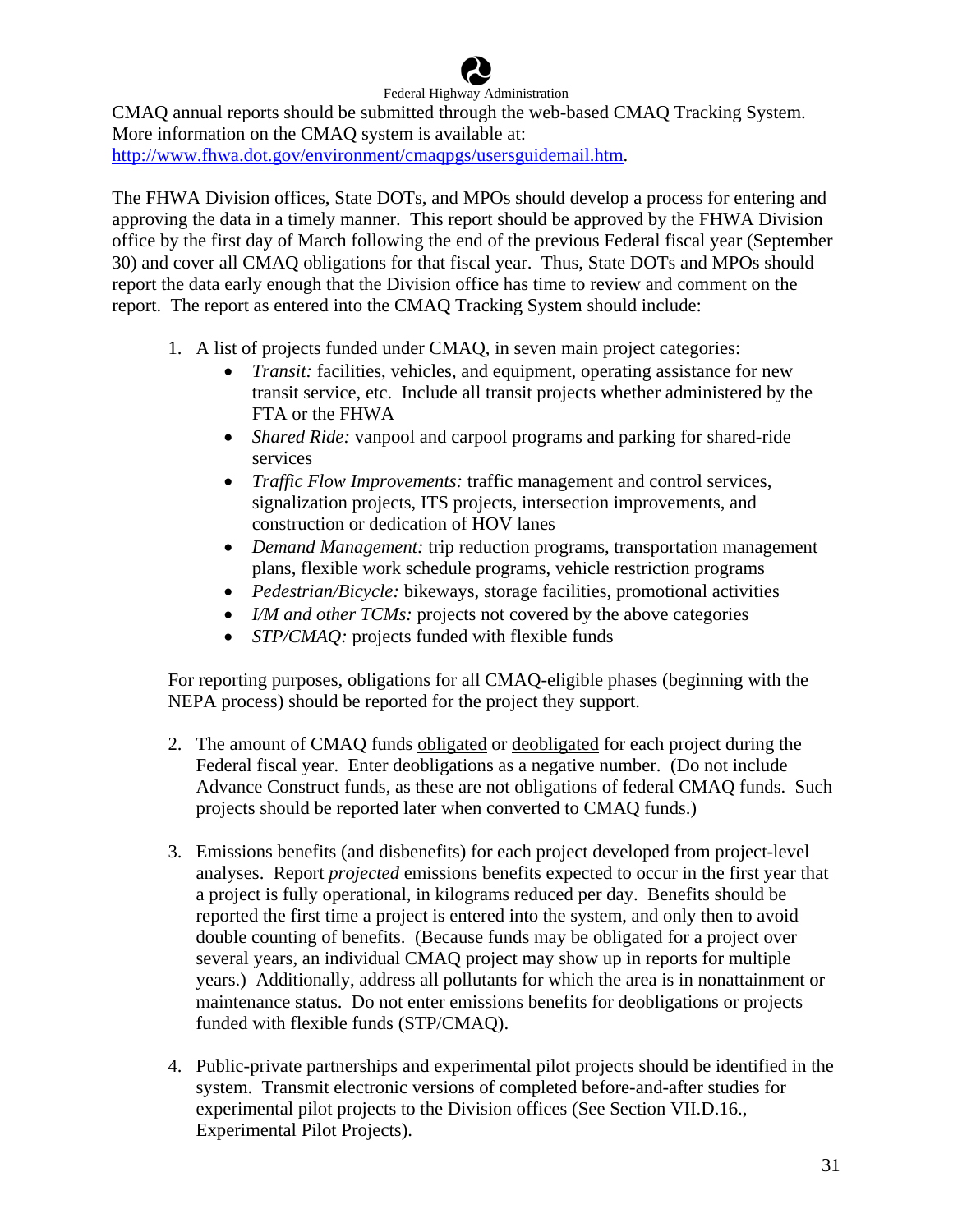CMAQ annual reports should be submitted through the web-based CMAQ Tracking System. More information on the CMAQ system is available at: http://www.fhwa.dot.gov/environment/cmaqpgs/usersguidemail.htm.

The FHWA Division offices, State DOTs, and MPOs should develop a process for entering and approving the data in a timely manner. This report should be approved by the FHWA Division office by the first day of March following the end of the previous Federal fiscal year (September 30) and cover all CMAQ obligations for that fiscal year. Thus, State DOTs and MPOs should report the data early enough that the Division office has time to review and comment on the report. The report as entered into the CMAQ Tracking System should include:

1. A list of projects funded under CMAQ, in seven main project categories:
   - *Transit:* facilities, vehicles, and equipment, operating assistance for new transit service, etc. Include all transit projects whether administered by the FTA or the FHWA
   - *Shared Ride:* vanpool and carpool programs and parking for shared-ride services
   - *Traffic Flow Improvements:* traffic management and control services, signalization projects, ITS projects, intersection improvements, and construction or dedication of HOV lanes
   - *Demand Management:* trip reduction programs, transportation management plans, flexible work schedule programs, vehicle restriction programs
   - *Pedestrian/Bicycle:* bikeways, storage facilities, promotional activities
   - *I/M and other TCMs:* projects not covered by the above categories
   - *STP/CMAQ:* projects funded with flexible funds

   For reporting purposes, obligations for all CMAQ-eligible phases (beginning with the NEPA process) should be reported for the project they support.

2. The amount of CMAQ funds obligated or deobligated for each project during the Federal fiscal year. Enter deobligations as a negative number. (Do not include Advance Construct funds, as these are not obligations of federal CMAQ funds. Such projects should be reported later when converted to CMAQ funds.)

3. Emissions benefits (and disbenefits) for each project developed from project-level analyses. Report *projected* emissions benefits expected to occur in the first year that a project is fully operational, in kilograms reduced per day. Benefits should be reported the first time a project is entered into the system, and only then to avoid double counting of benefits. (Because funds may be obligated for a project over several years, an individual CMAQ project may show up in reports for multiple years.) Additionally, address all pollutants for which the area is in nonattainment or maintenance status. Do not enter emissions benefits for deobligations or projects funded with flexible funds (STP/CMAQ).

4. Public-private partnerships and experimental pilot projects should be identified in the system. Transmit electronic versions of completed before-and-after studies for experimental pilot projects to the Division offices (See Section VII.D.16., Experimental Pilot Projects).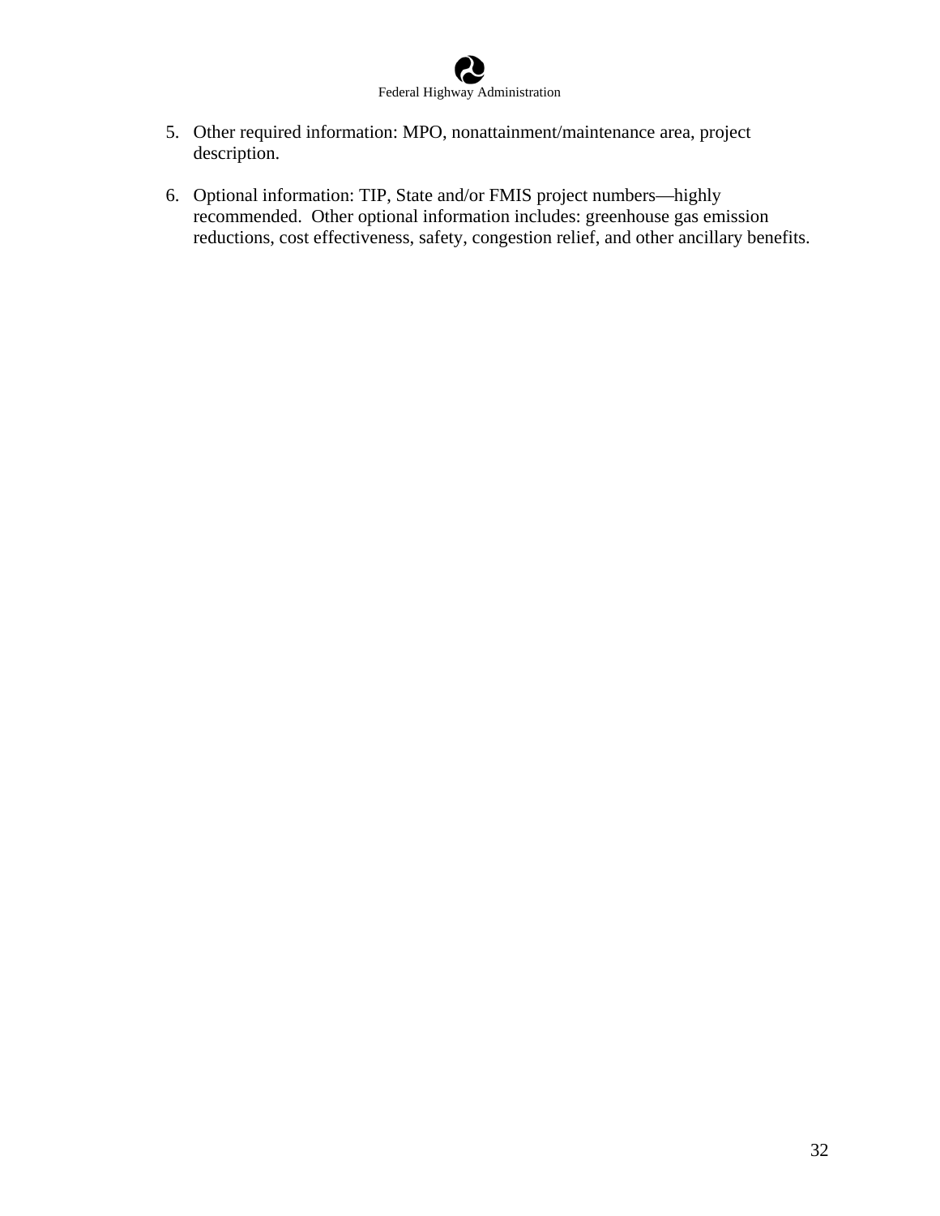5. Other required information: MPO, nonattainment/maintenance area, project description.

6. Optional information: TIP, State and/or FMIS project numbers—highly recommended. Other optional information includes: greenhouse gas emission reductions, cost effectiveness, safety, congestion relief, and other ancillary benefits.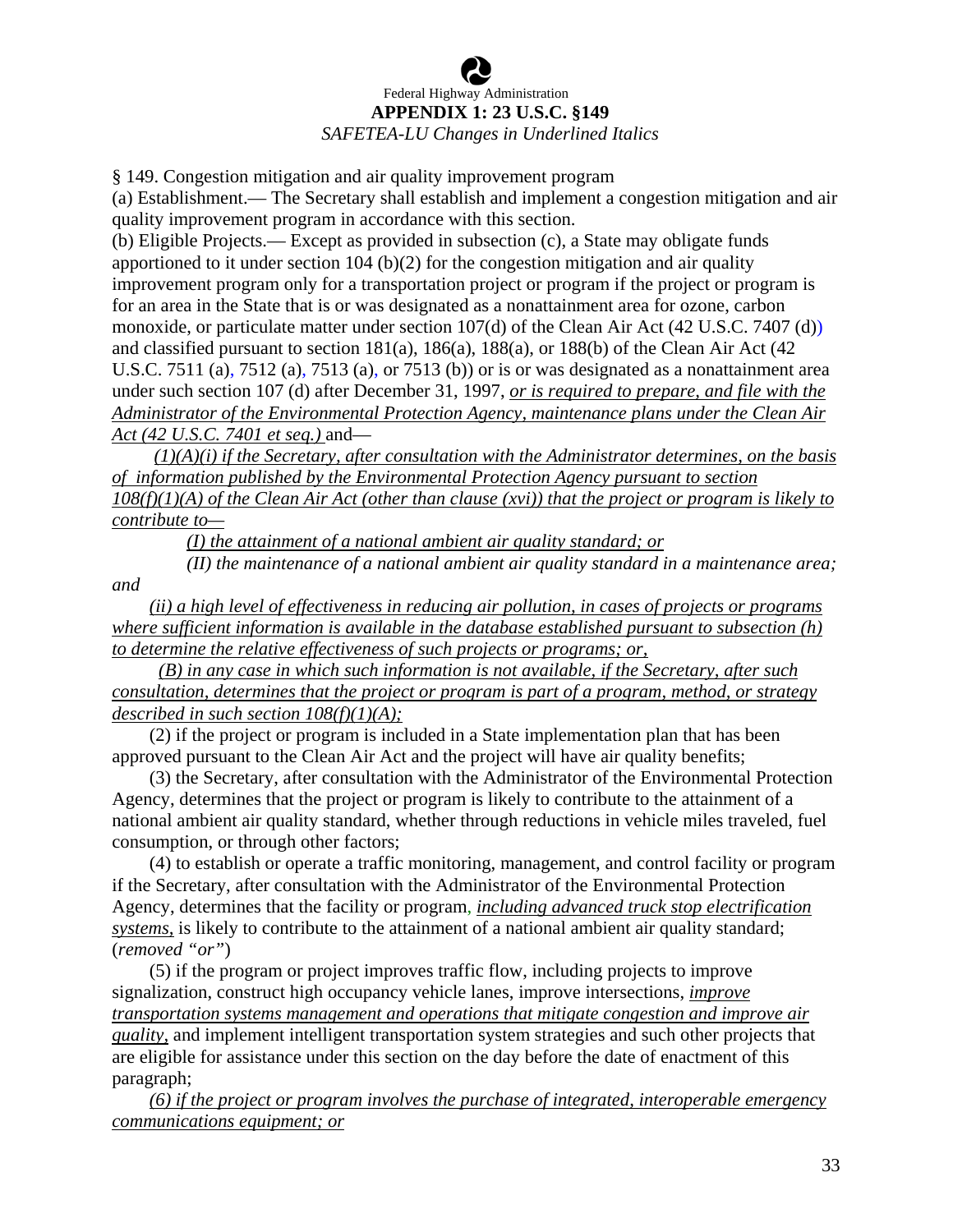Federal Highway Administration

**APPENDIX 1: 23 U.S.C. §149**

*SAFETEA-LU Changes in Underlined Italics*

§ 149. Congestion mitigation and air quality improvement program

(a) Establishment.— The Secretary shall establish and implement a congestion mitigation and air quality improvement program in accordance with this section.

(b) Eligible Projects.— Except as provided in subsection (c), a State may obligate funds apportioned to it under section 104 (b)(2) for the congestion mitigation and air quality improvement program only for a transportation project or program if the project or program is for an area in the State that is or was designated as a nonattainment area for ozone, carbon monoxide, or particulate matter under section 107(d) of the Clean Air Act (42 U.S.C. 7407 (d)) and classified pursuant to section 181(a), 186(a), 188(a), or 188(b) of the Clean Air Act (42 U.S.C. 7511 (a), 7512 (a), 7513 (a), or 7513 (b)) or is or was designated as a nonattainment area under such section 107 (d) after December 31, 1997, *or is required to prepare, and file with the Administrator of the Environmental Protection Agency, maintenance plans under the Clean Air Act (42 U.S.C. 7401 et seq.)* and—

*(1)(A)(i) if the Secretary, after consultation with the Administrator determines, on the basis of information published by the Environmental Protection Agency pursuant to section 108(f)(1)(A) of the Clean Air Act (other than clause (xvi)) that the project or program is likely to contribute to—*

*(I) the attainment of a national ambient air quality standard; or*

*(II) the maintenance of a national ambient air quality standard in a maintenance area; and*

*(ii) a high level of effectiveness in reducing air pollution, in cases of projects or programs where sufficient information is available in the database established pursuant to subsection (h) to determine the relative effectiveness of such projects or programs; or,*

*(B) in any case in which such information is not available, if the Secretary, after such consultation, determines that the project or program is part of a program, method, or strategy described in such section 108(f)(1)(A);*

(2) if the project or program is included in a State implementation plan that has been approved pursuant to the Clean Air Act and the project will have air quality benefits;

(3) the Secretary, after consultation with the Administrator of the Environmental Protection Agency, determines that the project or program is likely to contribute to the attainment of a national ambient air quality standard, whether through reductions in vehicle miles traveled, fuel consumption, or through other factors;

(4) to establish or operate a traffic monitoring, management, and control facility or program if the Secretary, after consultation with the Administrator of the Environmental Protection Agency, determines that the facility or program, *including advanced truck stop electrification systems,* is likely to contribute to the attainment of a national ambient air quality standard; (*removed "or"*)

(5) if the program or project improves traffic flow, including projects to improve signalization, construct high occupancy vehicle lanes, improve intersections, *improve transportation systems management and operations that mitigate congestion and improve air quality,* and implement intelligent transportation system strategies and such other projects that are eligible for assistance under this section on the day before the date of enactment of this paragraph;

*(6) if the project or program involves the purchase of integrated, interoperable emergency communications equipment; or*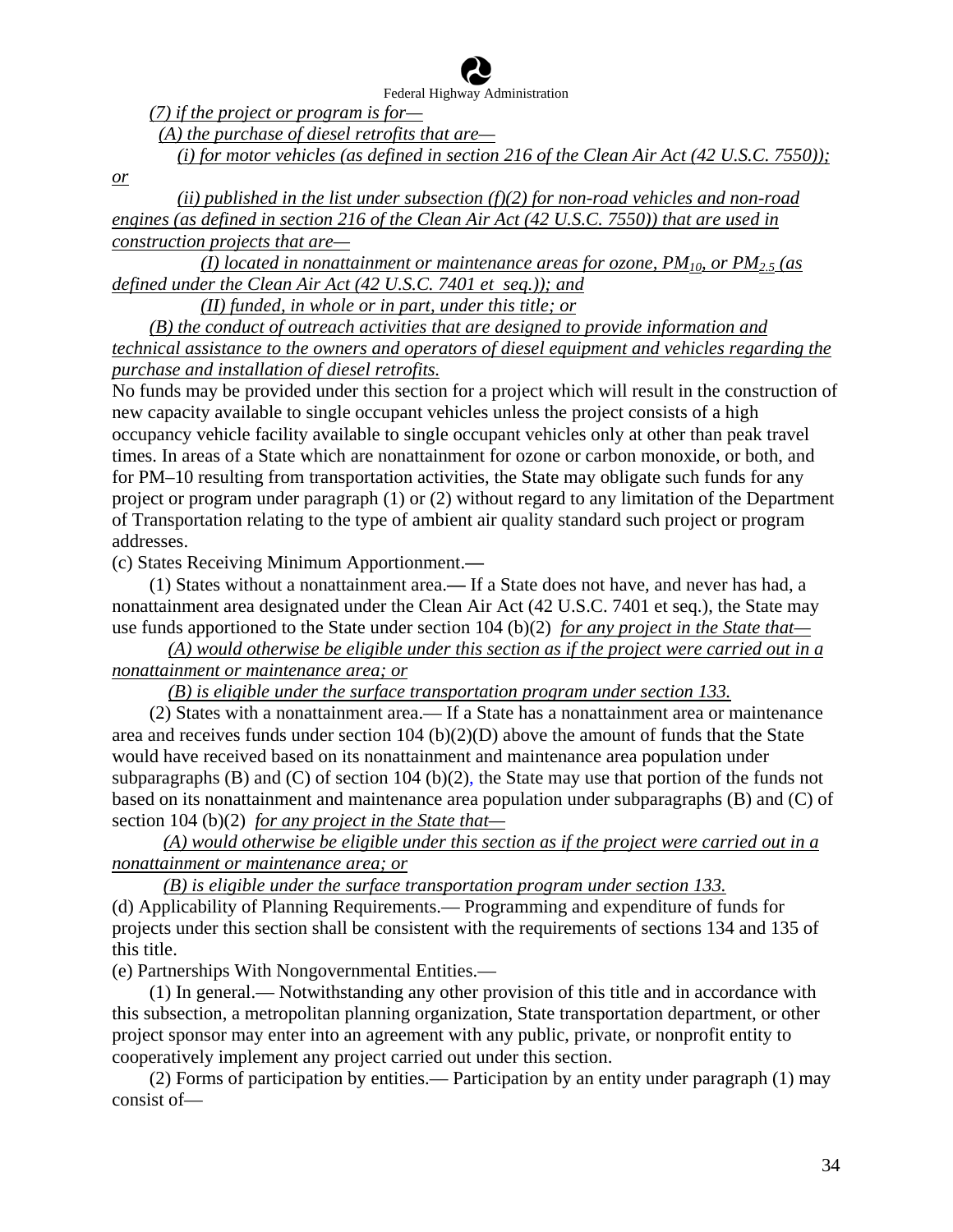*(7) if the project or program is for—*

*(A) the purchase of diesel retrofits that are—*

*(i) for motor vehicles (as defined in section 216 of the Clean Air Act (42 U.S.C. 7550)); or*

*(ii) published in the list under subsection (f)(2) for non-road vehicles and non-road engines (as defined in section 216 of the Clean Air Act (42 U.S.C. 7550)) that are used in construction projects that are—*

*(I) located in nonattainment or maintenance areas for ozone, $PM_{10}$, or $PM_{2.5}$ (as defined under the Clean Air Act (42 U.S.C. 7401 et seq.)); and*

*(II) funded, in whole or in part, under this title; or*

*(B) the conduct of outreach activities that are designed to provide information and technical assistance to the owners and operators of diesel equipment and vehicles regarding the purchase and installation of diesel retrofits.*

No funds may be provided under this section for a project which will result in the construction of new capacity available to single occupant vehicles unless the project consists of a high occupancy vehicle facility available to single occupant vehicles only at other than peak travel times. In areas of a State which are nonattainment for ozone or carbon monoxide, or both, and for PM–10 resulting from transportation activities, the State may obligate such funds for any project or program under paragraph (1) or (2) without regard to any limitation of the Department of Transportation relating to the type of ambient air quality standard such project or program addresses.

(c) States Receiving Minimum Apportionment.—

(1) States without a nonattainment area.— If a State does not have, and never has had, a nonattainment area designated under the Clean Air Act (42 U.S.C. 7401 et seq.), the State may use funds apportioned to the State under section 104 (b)(2) *for any project in the State that—*

*(A) would otherwise be eligible under this section as if the project were carried out in a nonattainment or maintenance area; or*

*(B) is eligible under the surface transportation program under section 133.*

(2) States with a nonattainment area.— If a State has a nonattainment area or maintenance area and receives funds under section 104 (b)(2)(D) above the amount of funds that the State would have received based on its nonattainment and maintenance area population under subparagraphs (B) and (C) of section 104 (b)(2), the State may use that portion of the funds not based on its nonattainment and maintenance area population under subparagraphs (B) and (C) of section 104 (b)(2) *for any project in the State that—*

*(A) would otherwise be eligible under this section as if the project were carried out in a nonattainment or maintenance area; or*

*(B) is eligible under the surface transportation program under section 133.*

(d) Applicability of Planning Requirements.— Programming and expenditure of funds for projects under this section shall be consistent with the requirements of sections 134 and 135 of this title.

(e) Partnerships With Nongovernmental Entities.—

(1) In general.— Notwithstanding any other provision of this title and in accordance with this subsection, a metropolitan planning organization, State transportation department, or other project sponsor may enter into an agreement with any public, private, or nonprofit entity to cooperatively implement any project carried out under this section.

(2) Forms of participation by entities.— Participation by an entity under paragraph (1) may consist of—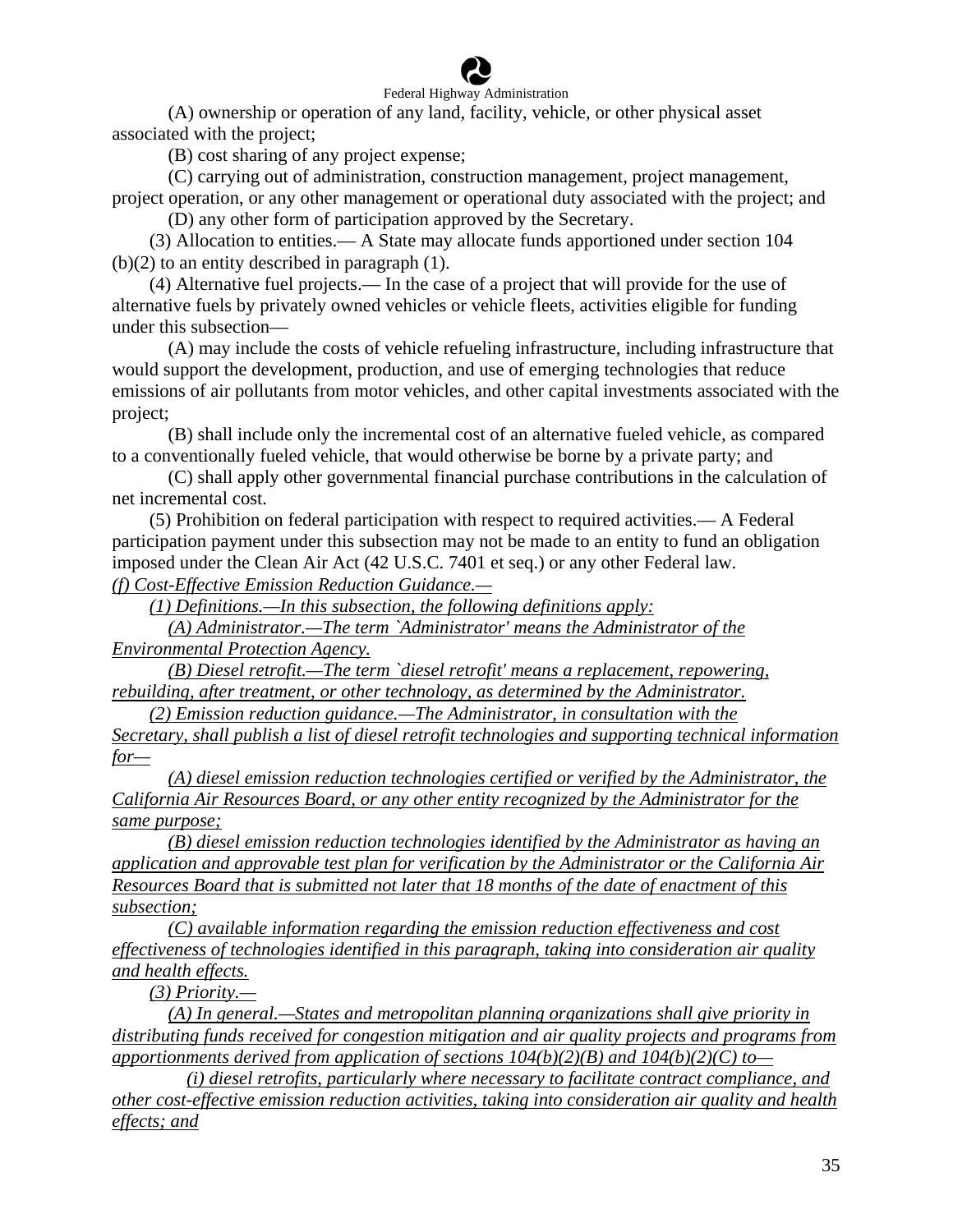(A) ownership or operation of any land, facility, vehicle, or other physical asset associated with the project;

(B) cost sharing of any project expense;

(C) carrying out of administration, construction management, project management, project operation, or any other management or operational duty associated with the project; and

(D) any other form of participation approved by the Secretary.

(3) Allocation to entities.— A State may allocate funds apportioned under section 104 (b)(2) to an entity described in paragraph (1).

(4) Alternative fuel projects.— In the case of a project that will provide for the use of alternative fuels by privately owned vehicles or vehicle fleets, activities eligible for funding under this subsection—

(A) may include the costs of vehicle refueling infrastructure, including infrastructure that would support the development, production, and use of emerging technologies that reduce emissions of air pollutants from motor vehicles, and other capital investments associated with the project;

(B) shall include only the incremental cost of an alternative fueled vehicle, as compared to a conventionally fueled vehicle, that would otherwise be borne by a private party; and

(C) shall apply other governmental financial purchase contributions in the calculation of net incremental cost.

(5) Prohibition on federal participation with respect to required activities.— A Federal participation payment under this subsection may not be made to an entity to fund an obligation imposed under the Clean Air Act (42 U.S.C. 7401 et seq.) or any other Federal law.

*(f) Cost-Effective Emission Reduction Guidance.—*

*(1) Definitions.—In this subsection, the following definitions apply:*

*(A) Administrator.—The term `Administrator' means the Administrator of the Environmental Protection Agency.*

*(B) Diesel retrofit.—The term `diesel retrofit' means a replacement, repowering, rebuilding, after treatment, or other technology, as determined by the Administrator.*

*(2) Emission reduction guidance.—The Administrator, in consultation with the Secretary, shall publish a list of diesel retrofit technologies and supporting technical information for—*

*(A) diesel emission reduction technologies certified or verified by the Administrator, the California Air Resources Board, or any other entity recognized by the Administrator for the same purpose;*

*(B) diesel emission reduction technologies identified by the Administrator as having an application and approvable test plan for verification by the Administrator or the California Air Resources Board that is submitted not later that 18 months of the date of enactment of this subsection;*

*(C) available information regarding the emission reduction effectiveness and cost effectiveness of technologies identified in this paragraph, taking into consideration air quality and health effects.*

*(3) Priority.—*

*(A) In general.—States and metropolitan planning organizations shall give priority in distributing funds received for congestion mitigation and air quality projects and programs from apportionments derived from application of sections 104(b)(2)(B) and 104(b)(2)(C) to—*

*(i) diesel retrofits, particularly where necessary to facilitate contract compliance, and other cost-effective emission reduction activities, taking into consideration air quality and health effects; and*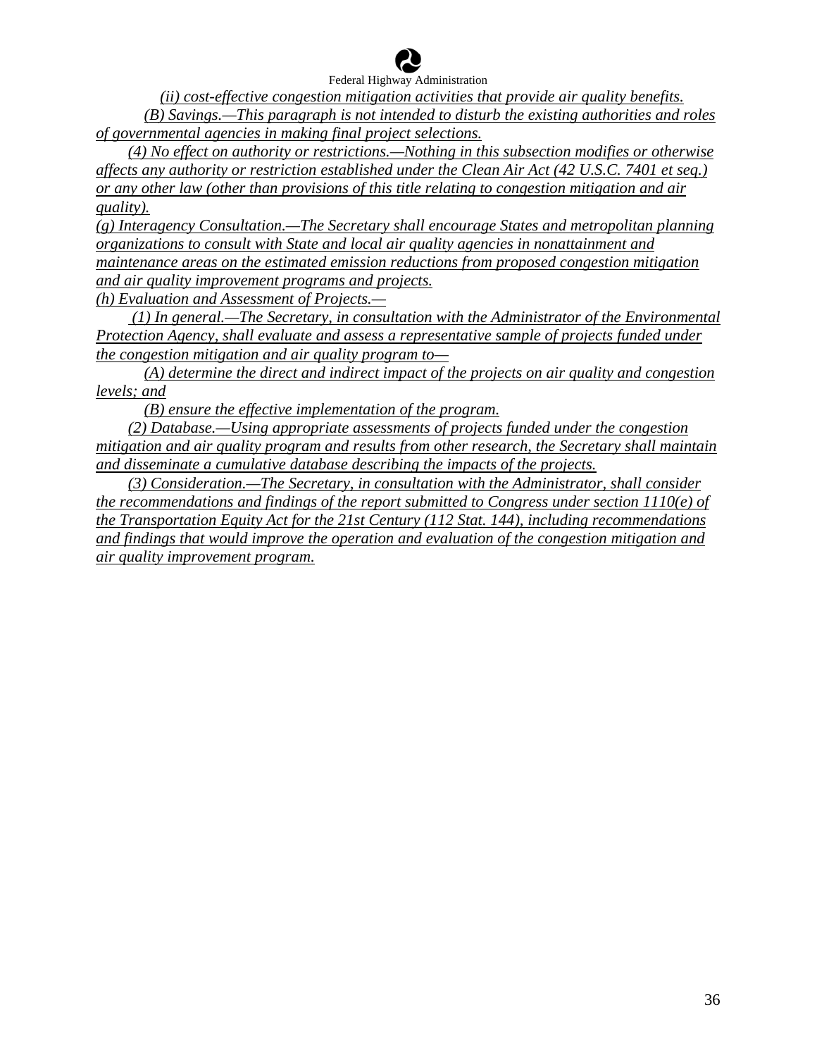*(ii) cost-effective congestion mitigation activities that provide air quality benefits.*

*(B) Savings.—This paragraph is not intended to disturb the existing authorities and roles of governmental agencies in making final project selections.*

*(4) No effect on authority or restrictions.—Nothing in this subsection modifies or otherwise affects any authority or restriction established under the Clean Air Act (42 U.S.C. 7401 et seq.) or any other law (other than provisions of this title relating to congestion mitigation and air quality).*

*(g) Interagency Consultation.—The Secretary shall encourage States and metropolitan planning organizations to consult with State and local air quality agencies in nonattainment and maintenance areas on the estimated emission reductions from proposed congestion mitigation and air quality improvement programs and projects.*

*(h) Evaluation and Assessment of Projects.—*

*(1) In general.—The Secretary, in consultation with the Administrator of the Environmental Protection Agency, shall evaluate and assess a representative sample of projects funded under the congestion mitigation and air quality program to—*

*(A) determine the direct and indirect impact of the projects on air quality and congestion levels; and*

*(B) ensure the effective implementation of the program.*

*(2) Database.—Using appropriate assessments of projects funded under the congestion mitigation and air quality program and results from other research, the Secretary shall maintain and disseminate a cumulative database describing the impacts of the projects.*

*(3) Consideration.—The Secretary, in consultation with the Administrator, shall consider the recommendations and findings of the report submitted to Congress under section 1110(e) of the Transportation Equity Act for the 21st Century (112 Stat. 144), including recommendations and findings that would improve the operation and evaluation of the congestion mitigation and air quality improvement program.*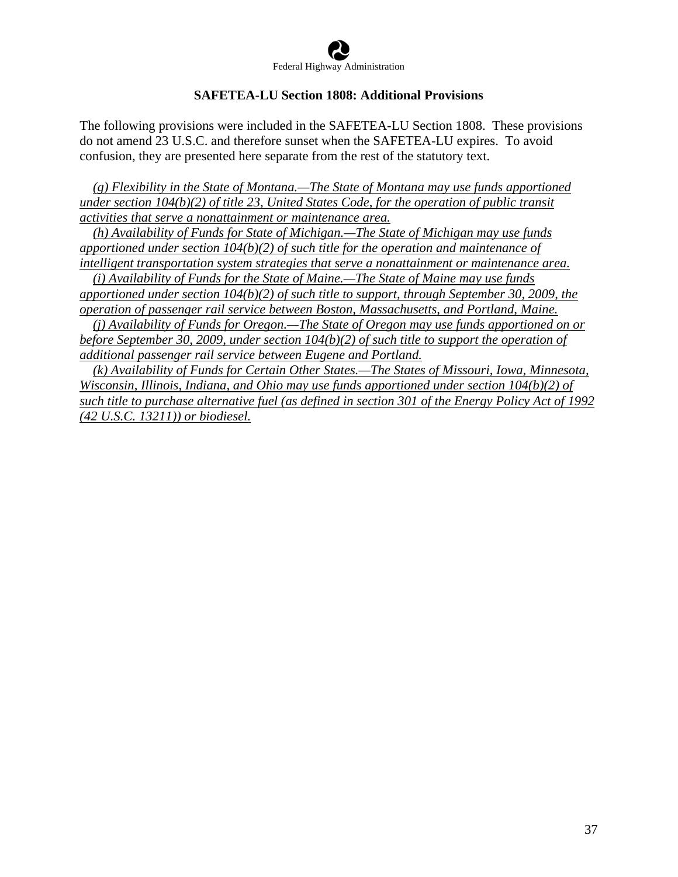Federal Highway Administration

**SAFETEA-LU Section 1808: Additional Provisions**

The following provisions were included in the SAFETEA-LU Section 1808. These provisions do not amend 23 U.S.C. and therefore sunset when the SAFETEA-LU expires. To avoid confusion, they are presented here separate from the rest of the statutory text.

*(g) Flexibility in the State of Montana.—The State of Montana may use funds apportioned under section 104(b)(2) of title 23, United States Code, for the operation of public transit activities that serve a nonattainment or maintenance area.*

*(h) Availability of Funds for State of Michigan.—The State of Michigan may use funds apportioned under section 104(b)(2) of such title for the operation and maintenance of intelligent transportation system strategies that serve a nonattainment or maintenance area.*

*(i) Availability of Funds for the State of Maine.—The State of Maine may use funds apportioned under section 104(b)(2) of such title to support, through September 30, 2009, the operation of passenger rail service between Boston, Massachusetts, and Portland, Maine.*

*(j) Availability of Funds for Oregon.—The State of Oregon may use funds apportioned on or before September 30, 2009, under section 104(b)(2) of such title to support the operation of additional passenger rail service between Eugene and Portland.*

*(k) Availability of Funds for Certain Other States.—The States of Missouri, Iowa, Minnesota, Wisconsin, Illinois, Indiana, and Ohio may use funds apportioned under section 104(b)(2) of such title to purchase alternative fuel (as defined in section 301 of the Energy Policy Act of 1992 (42 U.S.C. 13211)) or biodiesel.*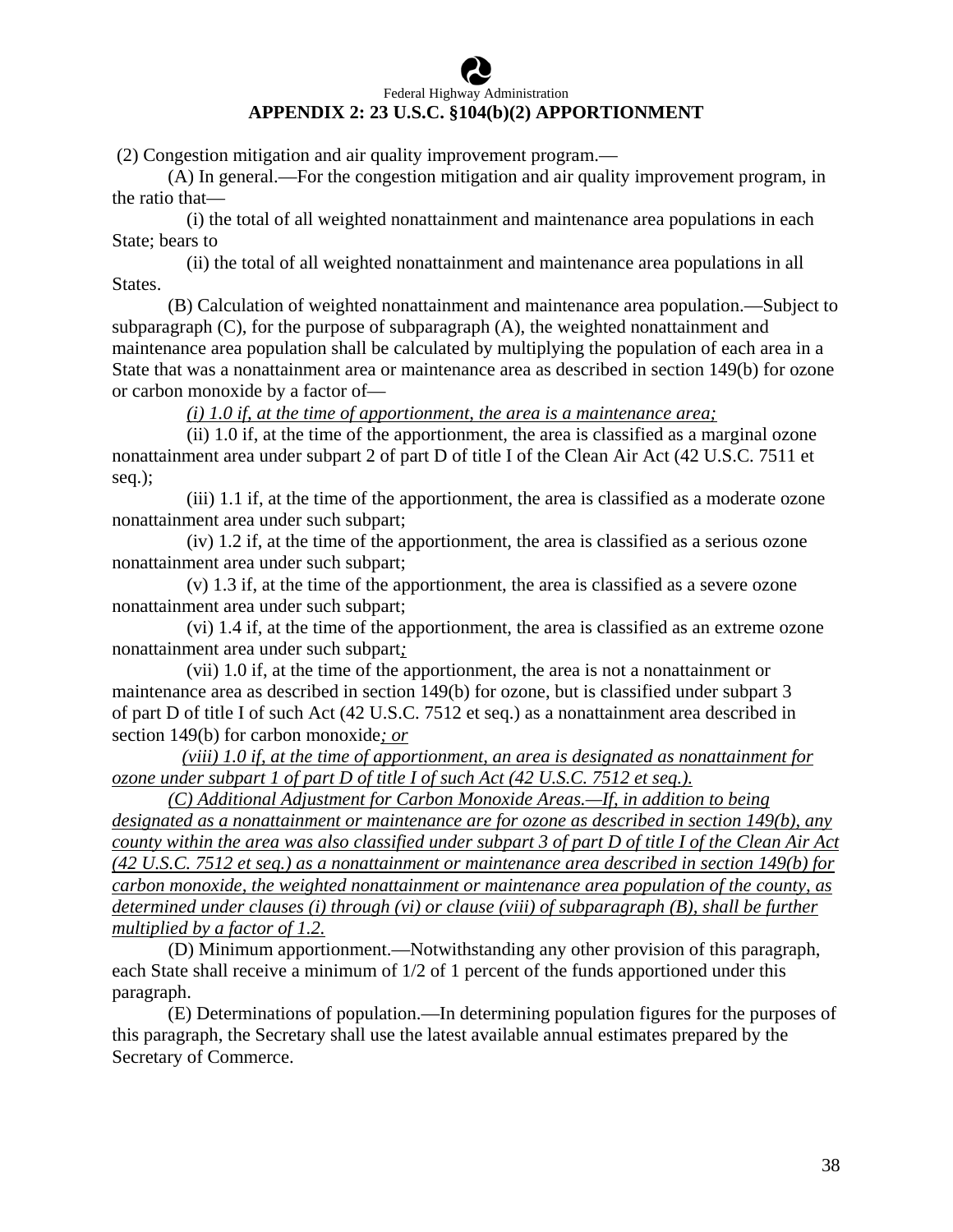Federal Highway Administration

## APPENDIX 2: 23 U.S.C. §104(b)(2) APPORTIONMENT

(2) Congestion mitigation and air quality improvement program.—

(A) In general.—For the congestion mitigation and air quality improvement program, in the ratio that—

(i) the total of all weighted nonattainment and maintenance area populations in each State; bears to

(ii) the total of all weighted nonattainment and maintenance area populations in all States.

(B) Calculation of weighted nonattainment and maintenance area population.—Subject to subparagraph (C), for the purpose of subparagraph (A), the weighted nonattainment and maintenance area population shall be calculated by multiplying the population of each area in a State that was a nonattainment area or maintenance area as described in section 149(b) for ozone or carbon monoxide by a factor of—

<u>*(i) 1.0 if, at the time of apportionment, the area is a maintenance area;*</u>

(ii) 1.0 if, at the time of the apportionment, the area is classified as a marginal ozone nonattainment area under subpart 2 of part D of title I of the Clean Air Act (42 U.S.C. 7511 et seq.);

(iii) 1.1 if, at the time of the apportionment, the area is classified as a moderate ozone nonattainment area under such subpart;

(iv) 1.2 if, at the time of the apportionment, the area is classified as a serious ozone nonattainment area under such subpart;

(v) 1.3 if, at the time of the apportionment, the area is classified as a severe ozone nonattainment area under such subpart;

(vi) 1.4 if, at the time of the apportionment, the area is classified as an extreme ozone nonattainment area under such subpart<u>*;*</u>

(vii) 1.0 if, at the time of the apportionment, the area is not a nonattainment or maintenance area as described in section 149(b) for ozone, but is classified under subpart 3 of part D of title I of such Act (42 U.S.C. 7512 et seq.) as a nonattainment area described in section 149(b) for carbon monoxide<u>*; or*</u>

<u>*(viii) 1.0 if, at the time of apportionment, an area is designated as nonattainment for ozone under subpart 1 of part D of title I of such Act (42 U.S.C. 7512 et seq.).*</u>

<u>*(C) Additional Adjustment for Carbon Monoxide Areas.—If, in addition to being designated as a nonattainment or maintenance are for ozone as described in section 149(b), any county within the area was also classified under subpart 3 of part D of title I of the Clean Air Act (42 U.S.C. 7512 et seq.) as a nonattainment or maintenance area described in section 149(b) for carbon monoxide, the weighted nonattainment or maintenance area population of the county, as determined under clauses (i) through (vi) or clause (viii) of subparagraph (B), shall be further multiplied by a factor of 1.2.*</u>

(D) Minimum apportionment.—Notwithstanding any other provision of this paragraph, each State shall receive a minimum of 1/2 of 1 percent of the funds apportioned under this paragraph.

(E) Determinations of population.—In determining population figures for the purposes of this paragraph, the Secretary shall use the latest available annual estimates prepared by the Secretary of Commerce.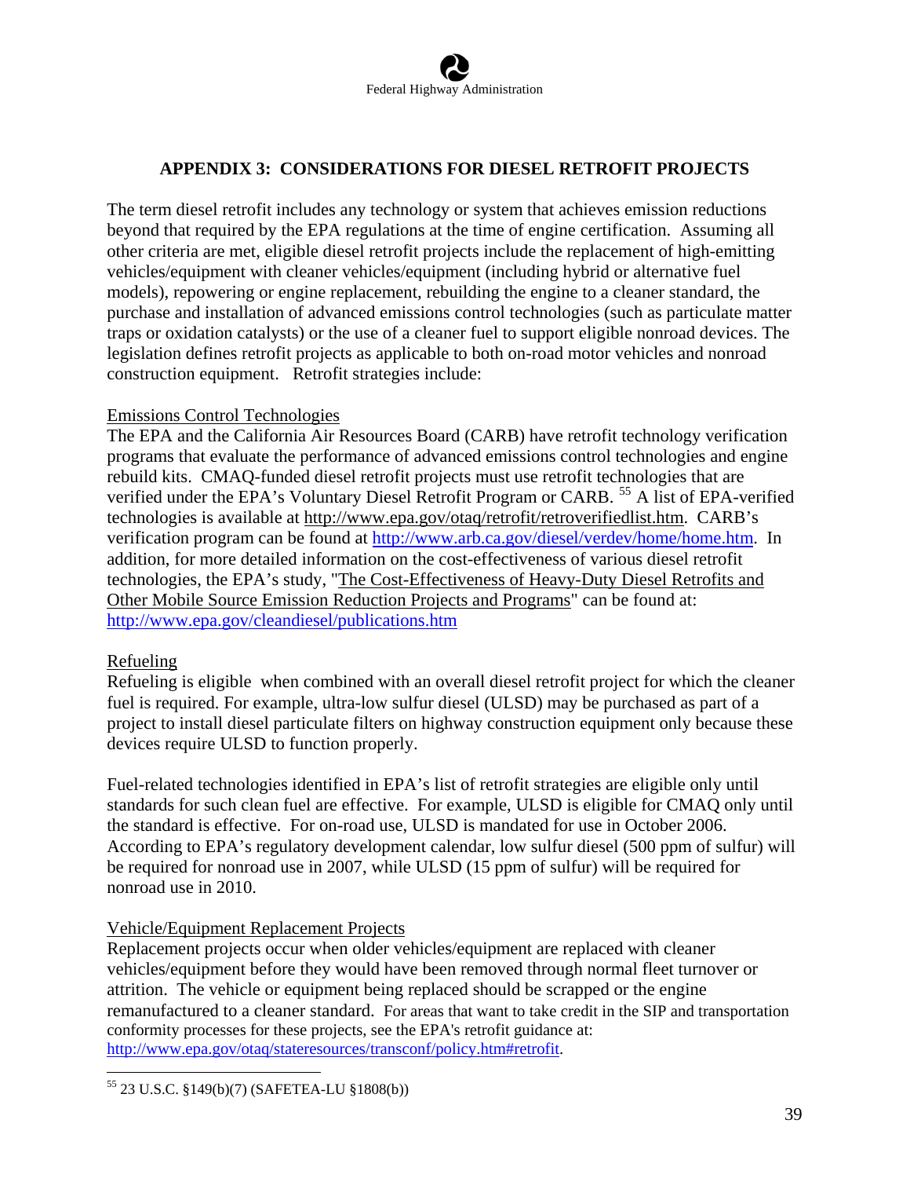## APPENDIX 3: CONSIDERATIONS FOR DIESEL RETROFIT PROJECTS

The term diesel retrofit includes any technology or system that achieves emission reductions beyond that required by the EPA regulations at the time of engine certification. Assuming all other criteria are met, eligible diesel retrofit projects include the replacement of high-emitting vehicles/equipment with cleaner vehicles/equipment (including hybrid or alternative fuel models), repowering or engine replacement, rebuilding the engine to a cleaner standard, the purchase and installation of advanced emissions control technologies (such as particulate matter traps or oxidation catalysts) or the use of a cleaner fuel to support eligible nonroad devices. The legislation defines retrofit projects as applicable to both on-road motor vehicles and nonroad construction equipment. Retrofit strategies include:

Emissions Control Technologies

The EPA and the California Air Resources Board (CARB) have retrofit technology verification programs that evaluate the performance of advanced emissions control technologies and engine rebuild kits. CMAQ-funded diesel retrofit projects must use retrofit technologies that are verified under the EPA's Voluntary Diesel Retrofit Program or CARB. [55] A list of EPA-verified technologies is available at http://www.epa.gov/otaq/retrofit/retroverifiedlist.htm. CARB's verification program can be found at http://www.arb.ca.gov/diesel/verdev/home/home.htm. In addition, for more detailed information on the cost-effectiveness of various diesel retrofit technologies, the EPA's study, "The Cost-Effectiveness of Heavy-Duty Diesel Retrofits and Other Mobile Source Emission Reduction Projects and Programs" can be found at: http://www.epa.gov/cleandiesel/publications.htm

Refueling

Refueling is eligible when combined with an overall diesel retrofit project for which the cleaner fuel is required. For example, ultra-low sulfur diesel (ULSD) may be purchased as part of a project to install diesel particulate filters on highway construction equipment only because these devices require ULSD to function properly.

Fuel-related technologies identified in EPA's list of retrofit strategies are eligible only until standards for such clean fuel are effective. For example, ULSD is eligible for CMAQ only until the standard is effective. For on-road use, ULSD is mandated for use in October 2006. According to EPA's regulatory development calendar, low sulfur diesel (500 ppm of sulfur) will be required for nonroad use in 2007, while ULSD (15 ppm of sulfur) will be required for nonroad use in 2010.

Vehicle/Equipment Replacement Projects

Replacement projects occur when older vehicles/equipment are replaced with cleaner vehicles/equipment before they would have been removed through normal fleet turnover or attrition. The vehicle or equipment being replaced should be scrapped or the engine remanufactured to a cleaner standard. For areas that want to take credit in the SIP and transportation conformity processes for these projects, see the EPA's retrofit guidance at: http://www.epa.gov/otaq/stateresources/transconf/policy.htm#retrofit.

[55] 23 U.S.C. §149(b)(7) (SAFETEA-LU §1808(b))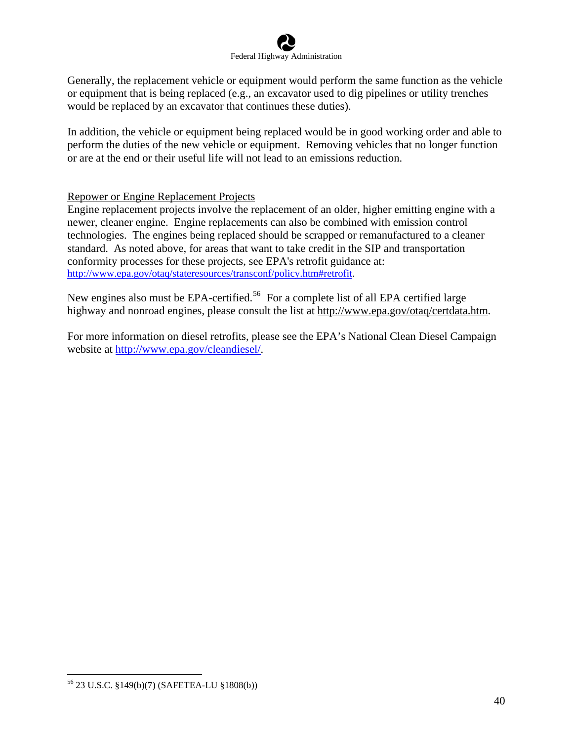Generally, the replacement vehicle or equipment would perform the same function as the vehicle or equipment that is being replaced (e.g., an excavator used to dig pipelines or utility trenches would be replaced by an excavator that continues these duties).

In addition, the vehicle or equipment being replaced would be in good working order and able to perform the duties of the new vehicle or equipment. Removing vehicles that no longer function or are at the end or their useful life will not lead to an emissions reduction.

Repower or Engine Replacement Projects

Engine replacement projects involve the replacement of an older, higher emitting engine with a newer, cleaner engine. Engine replacements can also be combined with emission control technologies. The engines being replaced should be scrapped or remanufactured to a cleaner standard. As noted above, for areas that want to take credit in the SIP and transportation conformity processes for these projects, see EPA's retrofit guidance at: http://www.epa.gov/otaq/stateresources/transconf/policy.htm#retrofit.

New engines also must be EPA-certified.[56] For a complete list of all EPA certified large highway and nonroad engines, please consult the list at http://www.epa.gov/otaq/certdata.htm.

For more information on diesel retrofits, please see the EPA's National Clean Diesel Campaign website at http://www.epa.gov/cleandiesel/.

[56] 23 U.S.C. §149(b)(7) (SAFETEA-LU §1808(b))